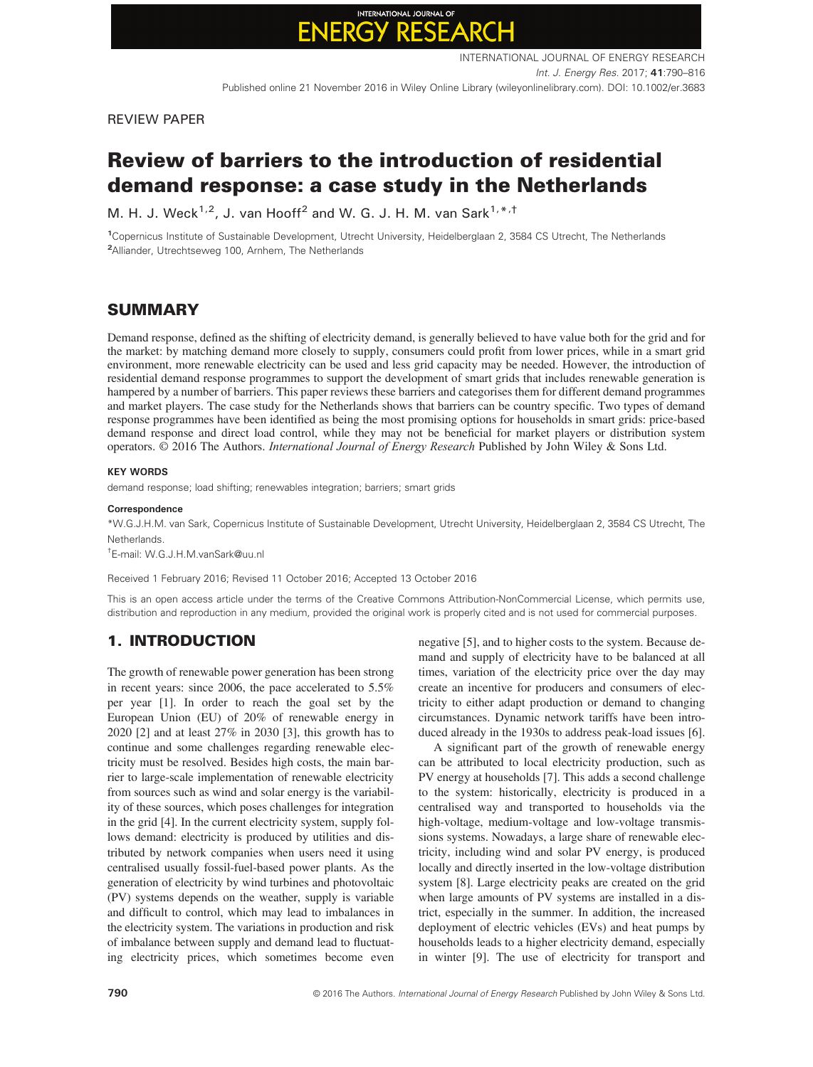REVIEW PAPER

# Review of barriers to the introduction of residential demand response: a case study in the Netherlands

M. H. J. Weck[1,2], J. van Hooff[2] and W. G. J. H. M. van Sark[1,*,†]

[1]Copernicus Institute of Sustainable Development, Utrecht University, Heidelberglaan 2, 3584 CS Utrecht, The Netherlands
[2]Alliander, Utrechtseweg 100, Arnhem, The Netherlands

## SUMMARY

Demand response, defined as the shifting of electricity demand, is generally believed to have value both for the grid and for the market: by matching demand more closely to supply, consumers could profit from lower prices, while in a smart grid environment, more renewable electricity can be used and less grid capacity may be needed. However, the introduction of residential demand response programmes to support the development of smart grids that includes renewable generation is hampered by a number of barriers. This paper reviews these barriers and categorises them for different demand programmes and market players. The case study for the Netherlands shows that barriers can be country specific. Two types of demand response programmes have been identified as being the most promising options for households in smart grids: price-based demand response and direct load control, while they may not be beneficial for market players or distribution system operators. © 2016 The Authors. *International Journal of Energy Research* Published by John Wiley & Sons Ltd.

#### KEY WORDS

demand response; load shifting; renewables integration; barriers; smart grids

#### Correspondence

*W.G.J.H.M. van Sark, Copernicus Institute of Sustainable Development, Utrecht University, Heidelberglaan 2, 3584 CS Utrecht, The Netherlands.

†E-mail: W.G.J.H.M.vanSark@uu.nl

Received 1 February 2016; Revised 11 October 2016; Accepted 13 October 2016

This is an open access article under the terms of the Creative Commons Attribution-NonCommercial License, which permits use, distribution and reproduction in any medium, provided the original work is properly cited and is not used for commercial purposes.

## 1. INTRODUCTION

The growth of renewable power generation has been strong in recent years: since 2006, the pace accelerated to 5.5% per year [1]. In order to reach the goal set by the European Union (EU) of 20% of renewable energy in 2020 [2] and at least 27% in 2030 [3], this growth has to continue and some challenges regarding renewable electricity must be resolved. Besides high costs, the main barrier to large-scale implementation of renewable electricity from sources such as wind and solar energy is the variability of these sources, which poses challenges for integration in the grid [4]. In the current electricity system, supply follows demand: electricity is produced by utilities and distributed by network companies when users need it using centralised usually fossil-fuel-based power plants. As the generation of electricity by wind turbines and photovoltaic (PV) systems depends on the weather, supply is variable and difficult to control, which may lead to imbalances in the electricity system. The variations in production and risk of imbalance between supply and demand lead to fluctuating electricity prices, which sometimes become even negative [5], and to higher costs to the system. Because demand and supply of electricity have to be balanced at all times, variation of the electricity price over the day may create an incentive for producers and consumers of electricity to either adapt production or demand to changing circumstances. Dynamic network tariffs have been introduced already in the 1930s to address peak-load issues [6].

A significant part of the growth of renewable energy can be attributed to local electricity production, such as PV energy at households [7]. This adds a second challenge to the system: historically, electricity is produced in a centralised way and transported to households via the high-voltage, medium-voltage and low-voltage transmissions systems. Nowadays, a large share of renewable electricity, including wind and solar PV energy, is produced locally and directly inserted in the low-voltage distribution system [8]. Large electricity peaks are created on the grid when large amounts of PV systems are installed in a district, especially in the summer. In addition, the increased deployment of electric vehicles (EVs) and heat pumps by households leads to a higher electricity demand, especially in winter [9]. The use of electricity for transport and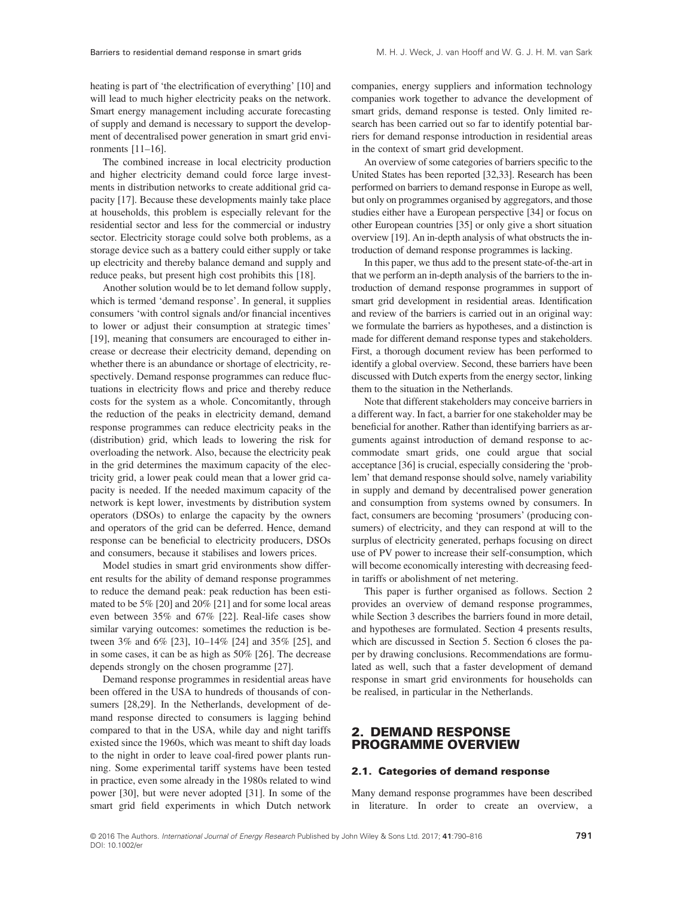heating is part of 'the electrification of everything' [10] and will lead to much higher electricity peaks on the network. Smart energy management including accurate forecasting of supply and demand is necessary to support the development of decentralised power generation in smart grid environments [11–16].

The combined increase in local electricity production and higher electricity demand could force large investments in distribution networks to create additional grid capacity [17]. Because these developments mainly take place at households, this problem is especially relevant for the residential sector and less for the commercial or industry sector. Electricity storage could solve both problems, as a storage device such as a battery could either supply or take up electricity and thereby balance demand and supply and reduce peaks, but present high cost prohibits this [18].

Another solution would be to let demand follow supply, which is termed 'demand response'. In general, it supplies consumers 'with control signals and/or financial incentives to lower or adjust their consumption at strategic times' [19], meaning that consumers are encouraged to either increase or decrease their electricity demand, depending on whether there is an abundance or shortage of electricity, respectively. Demand response programmes can reduce fluctuations in electricity flows and price and thereby reduce costs for the system as a whole. Concomitantly, through the reduction of the peaks in electricity demand, demand response programmes can reduce electricity peaks in the (distribution) grid, which leads to lowering the risk for overloading the network. Also, because the electricity peak in the grid determines the maximum capacity of the electricity grid, a lower peak could mean that a lower grid capacity is needed. If the needed maximum capacity of the network is kept lower, investments by distribution system operators (DSOs) to enlarge the capacity by the owners and operators of the grid can be deferred. Hence, demand response can be beneficial to electricity producers, DSOs and consumers, because it stabilises and lowers prices.

Model studies in smart grid environments show different results for the ability of demand response programmes to reduce the demand peak: peak reduction has been estimated to be 5% [20] and 20% [21] and for some local areas even between 35% and 67% [22]. Real-life cases show similar varying outcomes: sometimes the reduction is between 3% and 6% [23], 10–14% [24] and 35% [25], and in some cases, it can be as high as 50% [26]. The decrease depends strongly on the chosen programme [27].

Demand response programmes in residential areas have been offered in the USA to hundreds of thousands of consumers [28,29]. In the Netherlands, development of demand response directed to consumers is lagging behind compared to that in the USA, while day and night tariffs existed since the 1960s, which was meant to shift day loads to the night in order to leave coal-fired power plants running. Some experimental tariff systems have been tested in practice, even some already in the 1980s related to wind power [30], but were never adopted [31]. In some of the smart grid field experiments in which Dutch network companies, energy suppliers and information technology companies work together to advance the development of smart grids, demand response is tested. Only limited research has been carried out so far to identify potential barriers for demand response introduction in residential areas in the context of smart grid development.

An overview of some categories of barriers specific to the United States has been reported [32,33]. Research has been performed on barriers to demand response in Europe as well, but only on programmes organised by aggregators, and those studies either have a European perspective [34] or focus on other European countries [35] or only give a short situation overview [19]. An in-depth analysis of what obstructs the introduction of demand response programmes is lacking.

In this paper, we thus add to the present state-of-the-art in that we perform an in-depth analysis of the barriers to the introduction of demand response programmes in support of smart grid development in residential areas. Identification and review of the barriers is carried out in an original way: we formulate the barriers as hypotheses, and a distinction is made for different demand response types and stakeholders. First, a thorough document review has been performed to identify a global overview. Second, these barriers have been discussed with Dutch experts from the energy sector, linking them to the situation in the Netherlands.

Note that different stakeholders may conceive barriers in a different way. In fact, a barrier for one stakeholder may be beneficial for another. Rather than identifying barriers as arguments against introduction of demand response to accommodate smart grids, one could argue that social acceptance [36] is crucial, especially considering the 'problem' that demand response should solve, namely variability in supply and demand by decentralised power generation and consumption from systems owned by consumers. In fact, consumers are becoming 'prosumers' (producing consumers) of electricity, and they can respond at will to the surplus of electricity generated, perhaps focusing on direct use of PV power to increase their self-consumption, which will become economically interesting with decreasing feed-in tariffs or abolishment of net metering.

This paper is further organised as follows. Section 2 provides an overview of demand response programmes, while Section 3 describes the barriers found in more detail, and hypotheses are formulated. Section 4 presents results, which are discussed in Section 5. Section 6 closes the paper by drawing conclusions. Recommendations are formulated as well, such that a faster development of demand response in smart grid environments for households can be realised, in particular in the Netherlands.

## 2. DEMAND RESPONSE PROGRAMME OVERVIEW

### 2.1. Categories of demand response

Many demand response programmes have been described in literature. In order to create an overview, a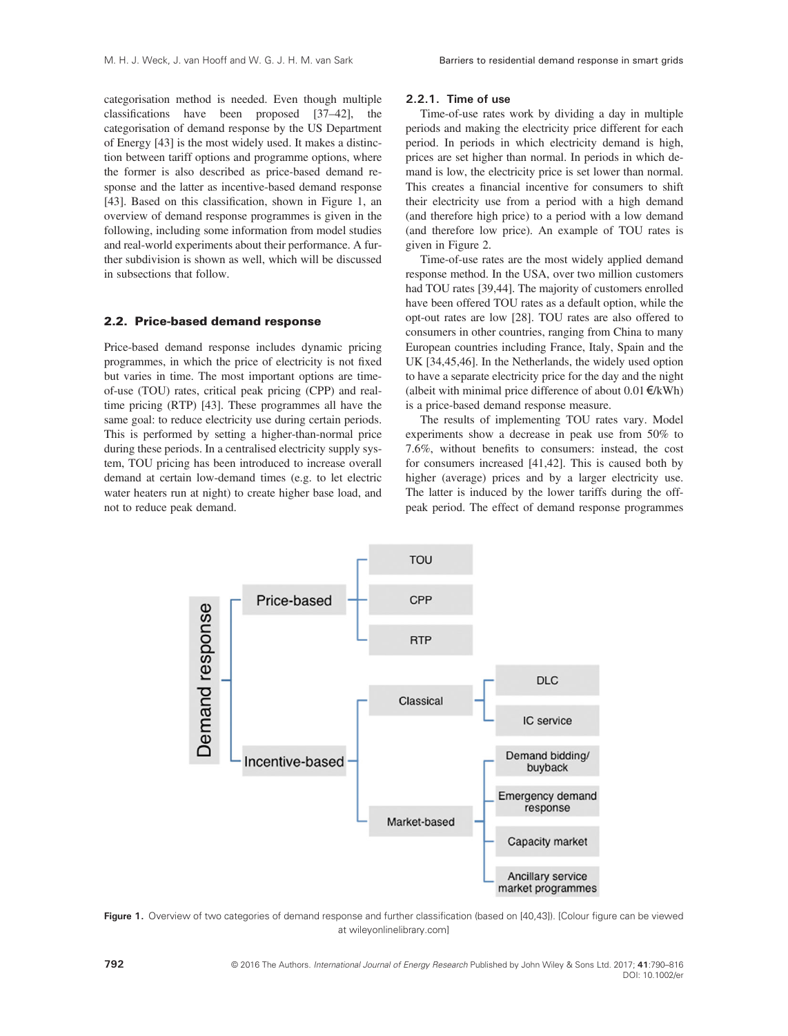categorisation method is needed. Even though multiple classifications have been proposed [37–42], the categorisation of demand response by the US Department of Energy [43] is the most widely used. It makes a distinction between tariff options and programme options, where the former is also described as price-based demand response and the latter as incentive-based demand response [43]. Based on this classification, shown in Figure 1, an overview of demand response programmes is given in the following, including some information from model studies and real-world experiments about their performance. A further subdivision is shown as well, which will be discussed in subsections that follow.

## 2.2. Price-based demand response

Price-based demand response includes dynamic pricing programmes, in which the price of electricity is not fixed but varies in time. The most important options are time-of-use (TOU) rates, critical peak pricing (CPP) and real-time pricing (RTP) [43]. These programmes all have the same goal: to reduce electricity use during certain periods. This is performed by setting a higher-than-normal price during these periods. In a centralised electricity supply system, TOU pricing has been introduced to increase overall demand at certain low-demand times (e.g. to let electric water heaters run at night) to create higher base load, and not to reduce peak demand.

### 2.2.1. Time of use

Time-of-use rates work by dividing a day in multiple periods and making the electricity price different for each period. In periods in which electricity demand is high, prices are set higher than normal. In periods in which demand is low, the electricity price is set lower than normal. This creates a financial incentive for consumers to shift their electricity use from a period with a high demand (and therefore high price) to a period with a low demand (and therefore low price). An example of TOU rates is given in Figure 2.

Time-of-use rates are the most widely applied demand response method. In the USA, over two million customers had TOU rates [39,44]. The majority of customers enrolled have been offered TOU rates as a default option, while the opt-out rates are low [28]. TOU rates are also offered to consumers in other countries, ranging from China to many European countries including France, Italy, Spain and the UK [34,45,46]. In the Netherlands, the widely used option to have a separate electricity price for the day and the night (albeit with minimal price difference of about 0.01 €/kWh) is a price-based demand response measure.

The results of implementing TOU rates vary. Model experiments show a decrease in peak use from 50% to 7.6%, without benefits to consumers: instead, the cost for consumers increased [41,42]. This is caused both by higher (average) prices and by a larger electricity use. The latter is induced by the lower tariffs during the off-peak period. The effect of demand response programmes

Demand response
- Price-based
  - TOU
  - CPP
  - RTP
- Incentive-based
  - Classical
    - DLC
    - IC service
  - Market-based
    - Demand bidding/ buyback
    - Emergency demand response
    - Capacity market
    - Ancillary service market programmes

**Figure 1.** Overview of two categories of demand response and further classification (based on [40,43]). [Colour figure can be viewed at wileyonlinelibrary.com]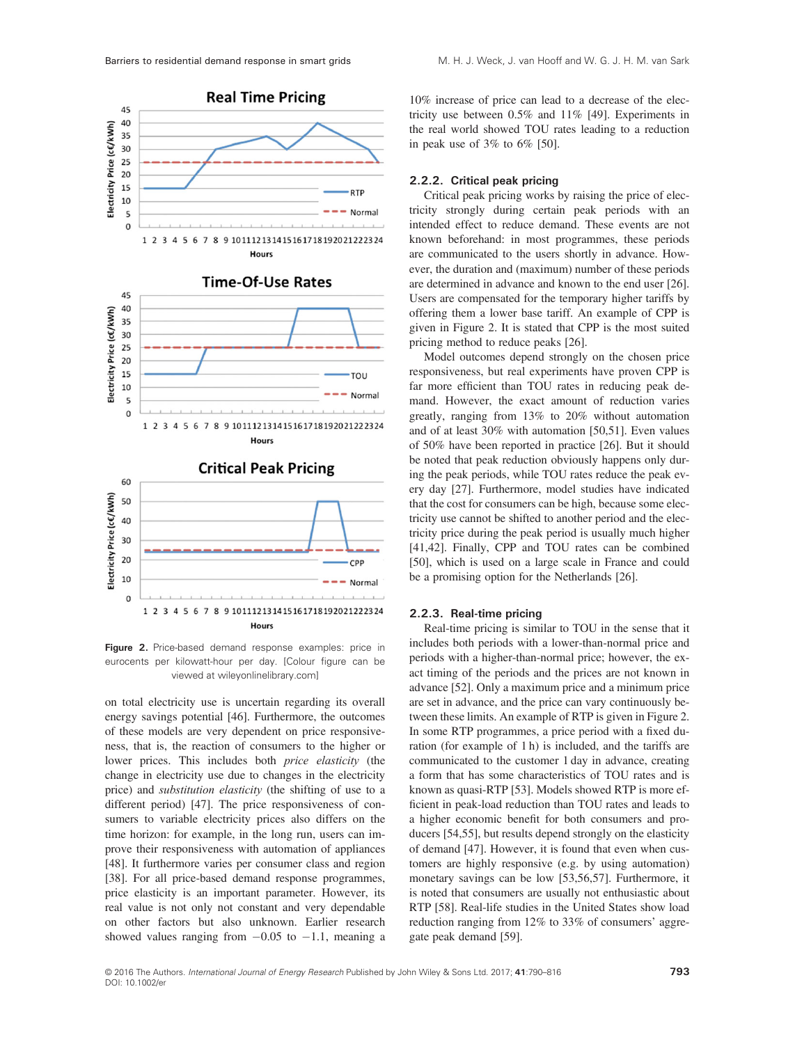Figure 2. Price-based demand response examples: price in eurocents per kilowatt-hour per day. [Colour figure can be viewed at wileyonlinelibrary.com]

on total electricity use is uncertain regarding its overall energy savings potential [46]. Furthermore, the outcomes of these models are very dependent on price responsiveness, that is, the reaction of consumers to the higher or lower prices. This includes both *price elasticity* (the change in electricity use due to changes in the electricity price) and *substitution elasticity* (the shifting of use to a different period) [47]. The price responsiveness of consumers to variable electricity prices also differs on the time horizon: for example, in the long run, users can improve their responsiveness with automation of appliances [48]. It furthermore varies per consumer class and region [38]. For all price-based demand response programmes, price elasticity is an important parameter. However, its real value is not only not constant and very dependable on other factors but also unknown. Earlier research showed values ranging from −0.05 to −1.1, meaning a 10% increase of price can lead to a decrease of the electricity use between 0.5% and 11% [49]. Experiments in the real world showed TOU rates leading to a reduction in peak use of 3% to 6% [50].

### 2.2.2. Critical peak pricing

Critical peak pricing works by raising the price of electricity strongly during certain peak periods with an intended effect to reduce demand. These events are not known beforehand: in most programmes, these periods are communicated to the users shortly in advance. However, the duration and (maximum) number of these periods are determined in advance and known to the end user [26]. Users are compensated for the temporary higher tariffs by offering them a lower base tariff. An example of CPP is given in Figure 2. It is stated that CPP is the most suited pricing method to reduce peaks [26].

Model outcomes depend strongly on the chosen price responsiveness, but real experiments have proven CPP is far more efficient than TOU rates in reducing peak demand. However, the exact amount of reduction varies greatly, ranging from 13% to 20% without automation and of at least 30% with automation [50,51]. Even values of 50% have been reported in practice [26]. But it should be noted that peak reduction obviously happens only during the peak periods, while TOU rates reduce the peak every day [27]. Furthermore, model studies have indicated that the cost for consumers can be high, because some electricity use cannot be shifted to another period and the electricity price during the peak period is usually much higher [41,42]. Finally, CPP and TOU rates can be combined [50], which is used on a large scale in France and could be a promising option for the Netherlands [26].

### 2.2.3. Real-time pricing

Real-time pricing is similar to TOU in the sense that it includes both periods with a lower-than-normal price and periods with a higher-than-normal price; however, the exact timing of the periods and the prices are not known in advance [52]. Only a maximum price and a minimum price are set in advance, and the price can vary continuously between these limits. An example of RTP is given in Figure 2. In some RTP programmes, a price period with a fixed duration (for example of 1 h) is included, and the tariffs are communicated to the customer 1 day in advance, creating a form that has some characteristics of TOU rates and is known as quasi-RTP [53]. Models showed RTP is more efficient in peak-load reduction than TOU rates and leads to a higher economic benefit for both consumers and producers [54,55], but results depend strongly on the elasticity of demand [47]. However, it is found that even when customers are highly responsive (e.g. by using automation) monetary savings can be low [53,56,57]. Furthermore, it is noted that consumers are usually not enthusiastic about RTP [58]. Real-life studies in the United States show load reduction ranging from 12% to 33% of consumers' aggregate peak demand [59].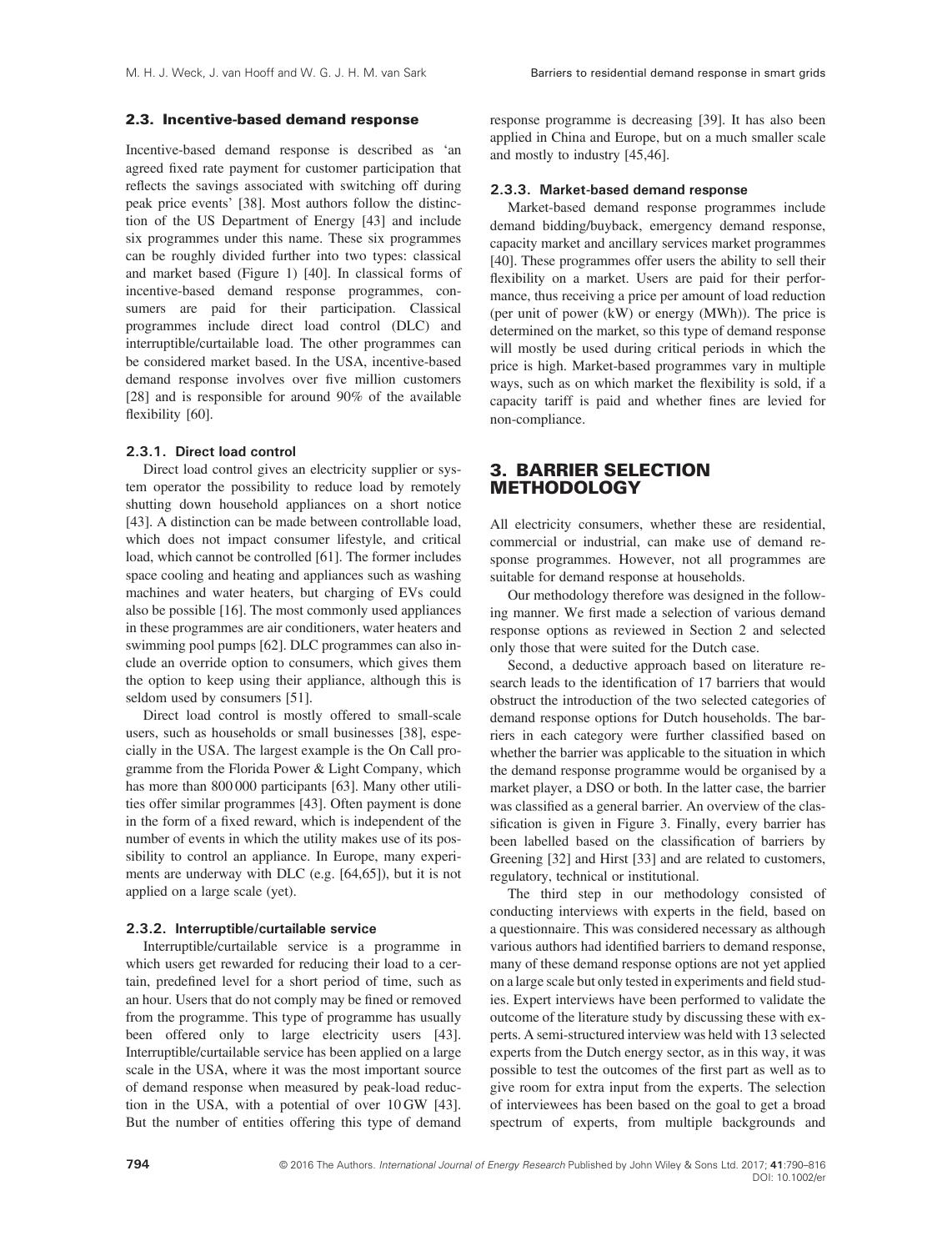### 2.3. Incentive-based demand response

Incentive-based demand response is described as 'an agreed fixed rate payment for customer participation that reflects the savings associated with switching off during peak price events' [38]. Most authors follow the distinction of the US Department of Energy [43] and include six programmes under this name. These six programmes can be roughly divided further into two types: classical and market based (Figure 1) [40]. In classical forms of incentive-based demand response programmes, consumers are paid for their participation. Classical programmes include direct load control (DLC) and interruptible/curtailable load. The other programmes can be considered market based. In the USA, incentive-based demand response involves over five million customers [28] and is responsible for around 90% of the available flexibility [60].

#### 2.3.1. Direct load control

Direct load control gives an electricity supplier or system operator the possibility to reduce load by remotely shutting down household appliances on a short notice [43]. A distinction can be made between controllable load, which does not impact consumer lifestyle, and critical load, which cannot be controlled [61]. The former includes space cooling and heating and appliances such as washing machines and water heaters, but charging of EVs could also be possible [16]. The most commonly used appliances in these programmes are air conditioners, water heaters and swimming pool pumps [62]. DLC programmes can also include an override option to consumers, which gives them the option to keep using their appliance, although this is seldom used by consumers [51].

Direct load control is mostly offered to small-scale users, such as households or small businesses [38], especially in the USA. The largest example is the On Call programme from the Florida Power & Light Company, which has more than 800 000 participants [63]. Many other utilities offer similar programmes [43]. Often payment is done in the form of a fixed reward, which is independent of the number of events in which the utility makes use of its possibility to control an appliance. In Europe, many experiments are underway with DLC (e.g. [64,65]), but it is not applied on a large scale (yet).

#### 2.3.2. Interruptible/curtailable service

Interruptible/curtailable service is a programme in which users get rewarded for reducing their load to a certain, predefined level for a short period of time, such as an hour. Users that do not comply may be fined or removed from the programme. This type of programme has usually been offered only to large electricity users [43]. Interruptible/curtailable service has been applied on a large scale in the USA, where it was the most important source of demand response when measured by peak-load reduction in the USA, with a potential of over 10 GW [43]. But the number of entities offering this type of demand response programme is decreasing [39]. It has also been applied in China and Europe, but on a much smaller scale and mostly to industry [45,46].

#### 2.3.3. Market-based demand response

Market-based demand response programmes include demand bidding/buyback, emergency demand response, capacity market and ancillary services market programmes [40]. These programmes offer users the ability to sell their flexibility on a market. Users are paid for their performance, thus receiving a price per amount of load reduction (per unit of power (kW) or energy (MWh)). The price is determined on the market, so this type of demand response will mostly be used during critical periods in which the price is high. Market-based programmes vary in multiple ways, such as on which market the flexibility is sold, if a capacity tariff is paid and whether fines are levied for non-compliance.

## 3. BARRIER SELECTION METHODOLOGY

All electricity consumers, whether these are residential, commercial or industrial, can make use of demand response programmes. However, not all programmes are suitable for demand response at households.

Our methodology therefore was designed in the following manner. We first made a selection of various demand response options as reviewed in Section 2 and selected only those that were suited for the Dutch case.

Second, a deductive approach based on literature research leads to the identification of 17 barriers that would obstruct the introduction of the two selected categories of demand response options for Dutch households. The barriers in each category were further classified based on whether the barrier was applicable to the situation in which the demand response programme would be organised by a market player, a DSO or both. In the latter case, the barrier was classified as a general barrier. An overview of the classification is given in Figure 3. Finally, every barrier has been labelled based on the classification of barriers by Greening [32] and Hirst [33] and are related to customers, regulatory, technical or institutional.

The third step in our methodology consisted of conducting interviews with experts in the field, based on a questionnaire. This was considered necessary as although various authors had identified barriers to demand response, many of these demand response options are not yet applied on a large scale but only tested in experiments and field studies. Expert interviews have been performed to validate the outcome of the literature study by discussing these with experts. A semi-structured interview was held with 13 selected experts from the Dutch energy sector, as in this way, it was possible to test the outcomes of the first part as well as to give room for extra input from the experts. The selection of interviewees has been based on the goal to get a broad spectrum of experts, from multiple backgrounds and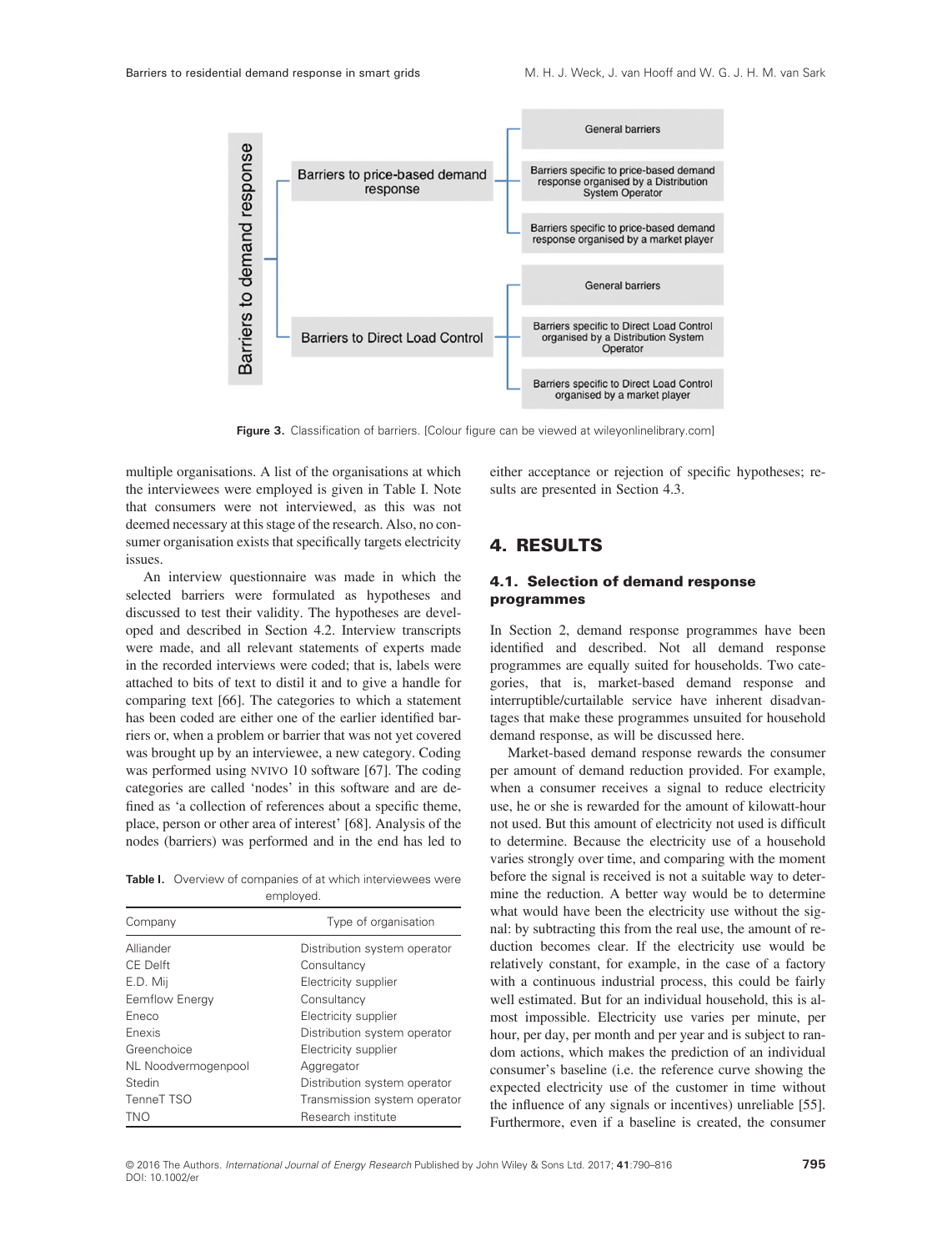Barriers to demand response

- Barriers to price-based demand response
  - General barriers
  - Barriers specific to price-based demand response organised by a Distribution System Operator
  - Barriers specific to price-based demand response organised by a market player
- Barriers to Direct Load Control
  - General barriers
  - Barriers specific to Direct Load Control organised by a Distribution System Operator
  - Barriers specific to Direct Load Control organised by a market player

**Figure 3.** Classification of barriers. [Colour figure can be viewed at wileyonlinelibrary.com]

multiple organisations. A list of the organisations at which the interviewees were employed is given in Table I. Note that consumers were not interviewed, as this was not deemed necessary at this stage of the research. Also, no consumer organisation exists that specifically targets electricity issues.

An interview questionnaire was made in which the selected barriers were formulated as hypotheses and discussed to test their validity. The hypotheses are developed and described in Section 4.2. Interview transcripts were made, and all relevant statements of experts made in the recorded interviews were coded; that is, labels were attached to bits of text to distil it and to give a handle for comparing text [66]. The categories to which a statement has been coded are either one of the earlier identified barriers or, when a problem or barrier that was not yet covered was brought up by an interviewee, a new category. Coding was performed using NVIVO 10 software [67]. The coding categories are called 'nodes' in this software and are defined as 'a collection of references about a specific theme, place, person or other area of interest' [68]. Analysis of the nodes (barriers) was performed and in the end has led to either acceptance or rejection of specific hypotheses; results are presented in Section 4.3.

**Table I.** Overview of companies of at which interviewees were employed.

| Company | Type of organisation |
|---|---|
| Alliander | Distribution system operator |
| CE Delft | Consultancy |
| E.D. Mij | Electricity supplier |
| Eemflow Energy | Consultancy |
| Eneco | Electricity supplier |
| Enexis | Distribution system operator |
| Greenchoice | Electricity supplier |
| NL Noodvermogenpool | Aggregator |
| Stedin | Distribution system operator |
| TenneT TSO | Transmission system operator |
| TNO | Research institute |

## 4. RESULTS

### 4.1. Selection of demand response programmes

In Section 2, demand response programmes have been identified and described. Not all demand response programmes are equally suited for households. Two categories, that is, market-based demand response and interruptible/curtailable service have inherent disadvantages that make these programmes unsuited for household demand response, as will be discussed here.

Market-based demand response rewards the consumer per amount of demand reduction provided. For example, when a consumer receives a signal to reduce electricity use, he or she is rewarded for the amount of kilowatt-hour not used. But this amount of electricity not used is difficult to determine. Because the electricity use of a household varies strongly over time, and comparing with the moment before the signal is received is not a suitable way to determine the reduction. A better way would be to determine what would have been the electricity use without the signal: by subtracting this from the real use, the amount of reduction becomes clear. If the electricity use would be relatively constant, for example, in the case of a factory with a continuous industrial process, this could be fairly well estimated. But for an individual household, this is almost impossible. Electricity use varies per minute, per hour, per day, per month and per year and is subject to random actions, which makes the prediction of an individual consumer's baseline (i.e. the reference curve showing the expected electricity use of the customer in time without the influence of any signals or incentives) unreliable [55]. Furthermore, even if a baseline is created, the consumer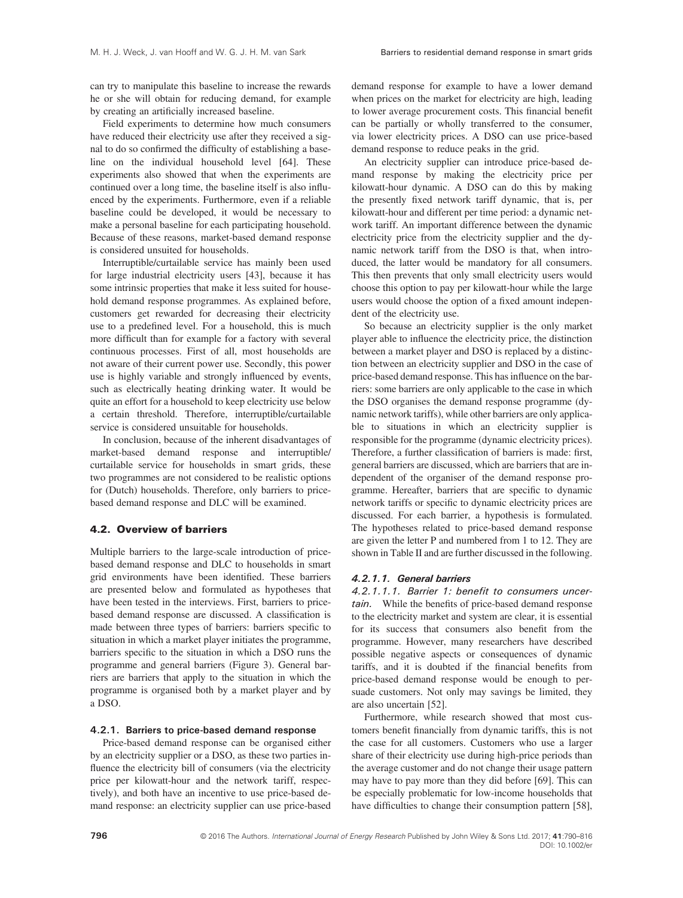can try to manipulate this baseline to increase the rewards he or she will obtain for reducing demand, for example by creating an artificially increased baseline.

Field experiments to determine how much consumers have reduced their electricity use after they received a signal to do so confirmed the difficulty of establishing a baseline on the individual household level [64]. These experiments also showed that when the experiments are continued over a long time, the baseline itself is also influenced by the experiments. Furthermore, even if a reliable baseline could be developed, it would be necessary to make a personal baseline for each participating household. Because of these reasons, market-based demand response is considered unsuited for households.

Interruptible/curtailable service has mainly been used for large industrial electricity users [43], because it has some intrinsic properties that make it less suited for household demand response programmes. As explained before, customers get rewarded for decreasing their electricity use to a predefined level. For a household, this is much more difficult than for example for a factory with several continuous processes. First of all, most households are not aware of their current power use. Secondly, this power use is highly variable and strongly influenced by events, such as electrically heating drinking water. It would be quite an effort for a household to keep electricity use below a certain threshold. Therefore, interruptible/curtailable service is considered unsuitable for households.

In conclusion, because of the inherent disadvantages of market-based demand response and interruptible/curtailable service for households in smart grids, these two programmes are not considered to be realistic options for (Dutch) households. Therefore, only barriers to price-based demand response and DLC will be examined.

### 4.2. Overview of barriers

Multiple barriers to the large-scale introduction of price-based demand response and DLC to households in smart grid environments have been identified. These barriers are presented below and formulated as hypotheses that have been tested in the interviews. First, barriers to price-based demand response are discussed. A classification is made between three types of barriers: barriers specific to situation in which a market player initiates the programme, barriers specific to the situation in which a DSO runs the programme and general barriers (Figure 3). General barriers are barriers that apply to the situation in which the programme is organised both by a market player and by a DSO.

#### 4.2.1. Barriers to price-based demand response

Price-based demand response can be organised either by an electricity supplier or a DSO, as these two parties influence the electricity bill of consumers (via the electricity price per kilowatt-hour and the network tariff, respectively), and both have an incentive to use price-based demand response: an electricity supplier can use price-based demand response for example to have a lower demand when prices on the market for electricity are high, leading to lower average procurement costs. This financial benefit can be partially or wholly transferred to the consumer, via lower electricity prices. A DSO can use price-based demand response to reduce peaks in the grid.

An electricity supplier can introduce price-based demand response by making the electricity price per kilowatt-hour dynamic. A DSO can do this by making the presently fixed network tariff dynamic, that is, per kilowatt-hour and different per time period: a dynamic network tariff. An important difference between the dynamic electricity price from the electricity supplier and the dynamic network tariff from the DSO is that, when introduced, the latter would be mandatory for all consumers. This then prevents that only small electricity users would choose this option to pay per kilowatt-hour while the large users would choose the option of a fixed amount independent of the electricity use.

So because an electricity supplier is the only market player able to influence the electricity price, the distinction between a market player and DSO is replaced by a distinction between an electricity supplier and DSO in the case of price-based demand response. This has influence on the barriers: some barriers are only applicable to the case in which the DSO organises the demand response programme (dynamic network tariffs), while other barriers are only applicable to situations in which an electricity supplier is responsible for the programme (dynamic electricity prices). Therefore, a further classification of barriers is made: first, general barriers are discussed, which are barriers that are independent of the organiser of the demand response programme. Hereafter, barriers that are specific to dynamic network tariffs or specific to dynamic electricity prices are discussed. For each barrier, a hypothesis is formulated. The hypotheses related to price-based demand response are given the letter P and numbered from 1 to 12. They are shown in Table II and are further discussed in the following.

##### *4.2.1.1. General barriers*

*4.2.1.1.1. Barrier 1: benefit to consumers uncertain.* While the benefits of price-based demand response to the electricity market and system are clear, it is essential for its success that consumers also benefit from the programme. However, many researchers have described possible negative aspects or consequences of dynamic tariffs, and it is doubted if the financial benefits from price-based demand response would be enough to persuade customers. Not only may savings be limited, they are also uncertain [52].

Furthermore, while research showed that most customers benefit financially from dynamic tariffs, this is not the case for all customers. Customers who use a larger share of their electricity use during high-price periods than the average customer and do not change their usage pattern may have to pay more than they did before [69]. This can be especially problematic for low-income households that have difficulties to change their consumption pattern [58],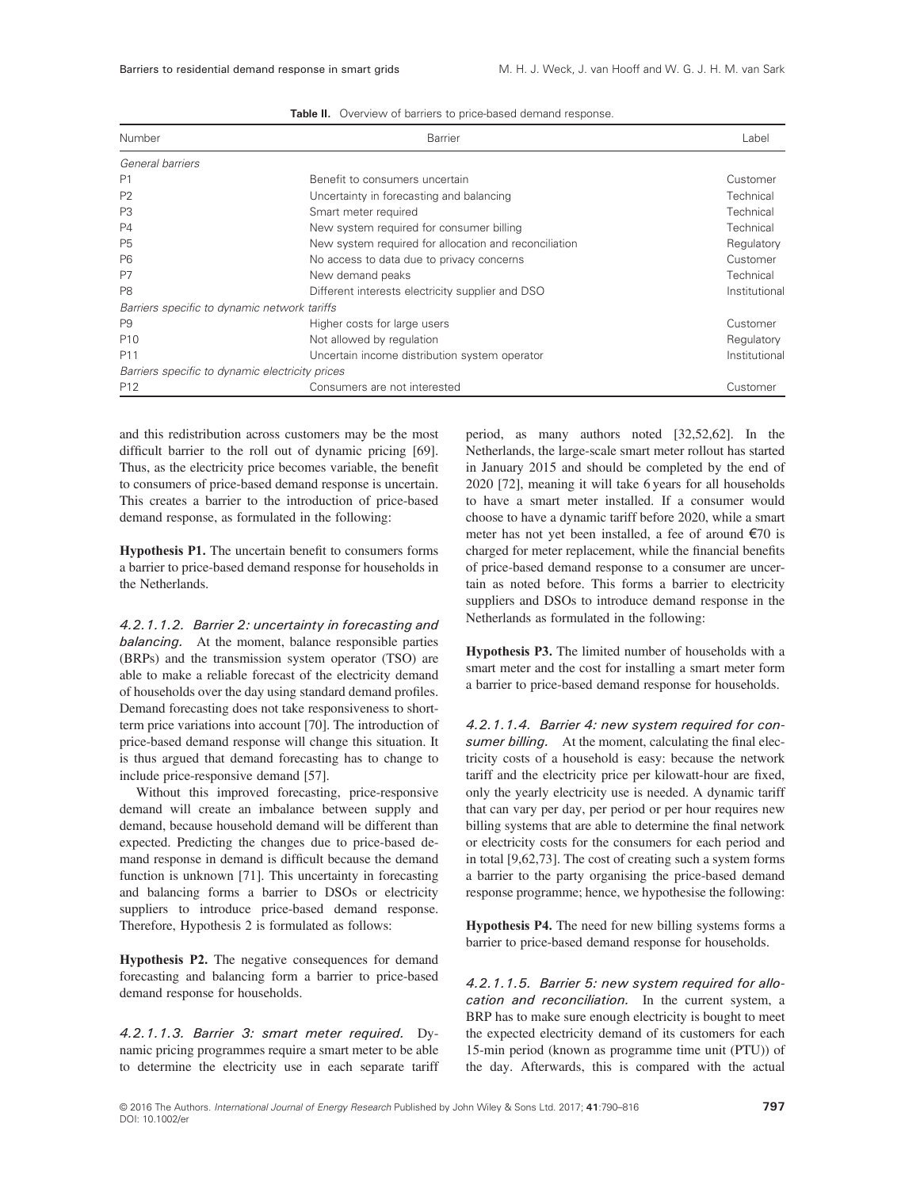**Table II.** Overview of barriers to price-based demand response.

| Number | Barrier | Label |
|---|---|---|
| *General barriers* | | |
| P1 | Benefit to consumers uncertain | Customer |
| P2 | Uncertainty in forecasting and balancing | Technical |
| P3 | Smart meter required | Technical |
| P4 | New system required for consumer billing | Technical |
| P5 | New system required for allocation and reconciliation | Regulatory |
| P6 | No access to data due to privacy concerns | Customer |
| P7 | New demand peaks | Technical |
| P8 | Different interests electricity supplier and DSO | Institutional |
| *Barriers specific to dynamic network tariffs* | | |
| P9 | Higher costs for large users | Customer |
| P10 | Not allowed by regulation | Regulatory |
| P11 | Uncertain income distribution system operator | Institutional |
| *Barriers specific to dynamic electricity prices* | | |
| P12 | Consumers are not interested | Customer |

and this redistribution across customers may be the most difficult barrier to the roll out of dynamic pricing [69]. Thus, as the electricity price becomes variable, the benefit to consumers of price-based demand response is uncertain. This creates a barrier to the introduction of price-based demand response, as formulated in the following:

**Hypothesis P1.** The uncertain benefit to consumers forms a barrier to price-based demand response for households in the Netherlands.

#### *4.2.1.1.2. Barrier 2: uncertainty in forecasting and balancing.*

At the moment, balance responsible parties (BRPs) and the transmission system operator (TSO) are able to make a reliable forecast of the electricity demand of households over the day using standard demand profiles. Demand forecasting does not take responsiveness to short-term price variations into account [70]. The introduction of price-based demand response will change this situation. It is thus argued that demand forecasting has to change to include price-responsive demand [57].

Without this improved forecasting, price-responsive demand will create an imbalance between supply and demand, because household demand will be different than expected. Predicting the changes due to price-based demand response in demand is difficult because the demand function is unknown [71]. This uncertainty in forecasting and balancing forms a barrier to DSOs or electricity suppliers to introduce price-based demand response. Therefore, Hypothesis 2 is formulated as follows:

**Hypothesis P2.** The negative consequences for demand forecasting and balancing form a barrier to price-based demand response for households.

#### *4.2.1.1.3. Barrier 3: smart meter required.*

Dynamic pricing programmes require a smart meter to be able to determine the electricity use in each separate tariff period, as many authors noted [32,52,62]. In the Netherlands, the large-scale smart meter rollout has started in January 2015 and should be completed by the end of 2020 [72], meaning it will take 6 years for all households to have a smart meter installed. If a consumer would choose to have a dynamic tariff before 2020, while a smart meter has not yet been installed, a fee of around €70 is charged for meter replacement, while the financial benefits of price-based demand response to a consumer are uncertain as noted before. This forms a barrier to electricity suppliers and DSOs to introduce demand response in the Netherlands as formulated in the following:

**Hypothesis P3.** The limited number of households with a smart meter and the cost for installing a smart meter form a barrier to price-based demand response for households.

#### *4.2.1.1.4. Barrier 4: new system required for consumer billing.*

At the moment, calculating the final electricity costs of a household is easy: because the network tariff and the electricity price per kilowatt-hour are fixed, only the yearly electricity use is needed. A dynamic tariff that can vary per day, per period or per hour requires new billing systems that are able to determine the final network or electricity costs for the consumers for each period and in total [9,62,73]. The cost of creating such a system forms a barrier to the party organising the price-based demand response programme; hence, we hypothesise the following:

**Hypothesis P4.** The need for new billing systems forms a barrier to price-based demand response for households.

#### *4.2.1.1.5. Barrier 5: new system required for allocation and reconciliation.*

In the current system, a BRP has to make sure enough electricity is bought to meet the expected electricity demand of its customers for each 15-min period (known as programme time unit (PTU)) of the day. Afterwards, this is compared with the actual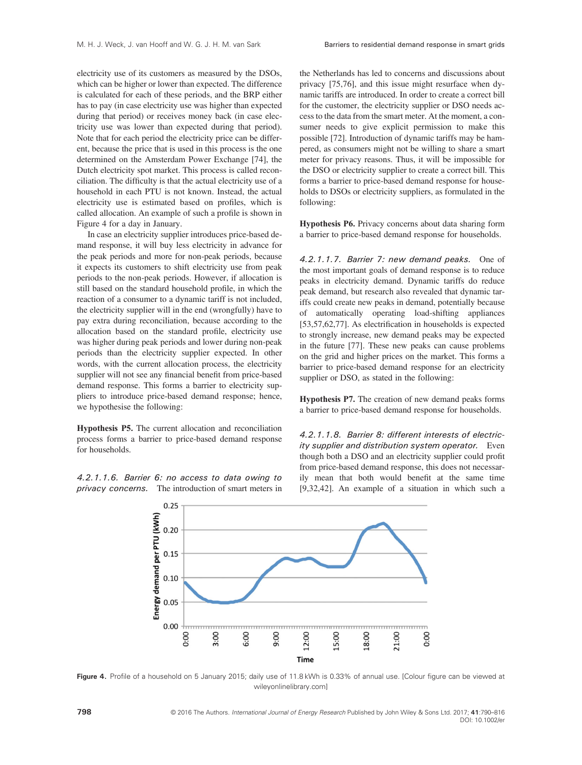electricity use of its customers as measured by the DSOs, which can be higher or lower than expected. The difference is calculated for each of these periods, and the BRP either has to pay (in case electricity use was higher than expected during that period) or receives money back (in case electricity use was lower than expected during that period). Note that for each period the electricity price can be different, because the price that is used in this process is the one determined on the Amsterdam Power Exchange [74], the Dutch electricity spot market. This process is called reconciliation. The difficulty is that the actual electricity use of a household in each PTU is not known. Instead, the actual electricity use is estimated based on profiles, which is called allocation. An example of such a profile is shown in Figure 4 for a day in January.

In case an electricity supplier introduces price-based demand response, it will buy less electricity in advance for the peak periods and more for non-peak periods, because it expects its customers to shift electricity use from peak periods to the non-peak periods. However, if allocation is still based on the standard household profile, in which the reaction of a consumer to a dynamic tariff is not included, the electricity supplier will in the end (wrongfully) have to pay extra during reconciliation, because according to the allocation based on the standard profile, electricity use was higher during peak periods and lower during non-peak periods than the electricity supplier expected. In other words, with the current allocation process, the electricity supplier will not see any financial benefit from price-based demand response. This forms a barrier to electricity suppliers to introduce price-based demand response; hence, we hypothesise the following:

**Hypothesis P5.** The current allocation and reconciliation process forms a barrier to price-based demand response for households.

*4.2.1.1.6. Barrier 6: no access to data owing to privacy concerns.* The introduction of smart meters in the Netherlands has led to concerns and discussions about privacy [75,76], and this issue might resurface when dynamic tariffs are introduced. In order to create a correct bill for the customer, the electricity supplier or DSO needs access to the data from the smart meter. At the moment, a consumer needs to give explicit permission to make this possible [72]. Introduction of dynamic tariffs may be hampered, as consumers might not be willing to share a smart meter for privacy reasons. Thus, it will be impossible for the DSO or electricity supplier to create a correct bill. This forms a barrier to price-based demand response for households to DSOs or electricity suppliers, as formulated in the following:

**Hypothesis P6.** Privacy concerns about data sharing form a barrier to price-based demand response for households.

*4.2.1.1.7. Barrier 7: new demand peaks.* One of the most important goals of demand response is to reduce peaks in electricity demand. Dynamic tariffs do reduce peak demand, but research also revealed that dynamic tariffs could create new peaks in demand, potentially because of automatically operating load-shifting appliances [53,57,62,77]. As electrification in households is expected to strongly increase, new demand peaks may be expected in the future [77]. These new peaks can cause problems on the grid and higher prices on the market. This forms a barrier to price-based demand response for an electricity supplier or DSO, as stated in the following:

**Hypothesis P7.** The creation of new demand peaks forms a barrier to price-based demand response for households.

*4.2.1.1.8. Barrier 8: different interests of electricity supplier and distribution system operator.* Even though both a DSO and an electricity supplier could profit from price-based demand response, this does not necessarily mean that both would benefit at the same time [9,32,42]. An example of a situation in which such a

**Figure 4.** Profile of a household on 5 January 2015; daily use of 11.8 kWh is 0.33% of annual use. [Colour figure can be viewed at wileyonlinelibrary.com]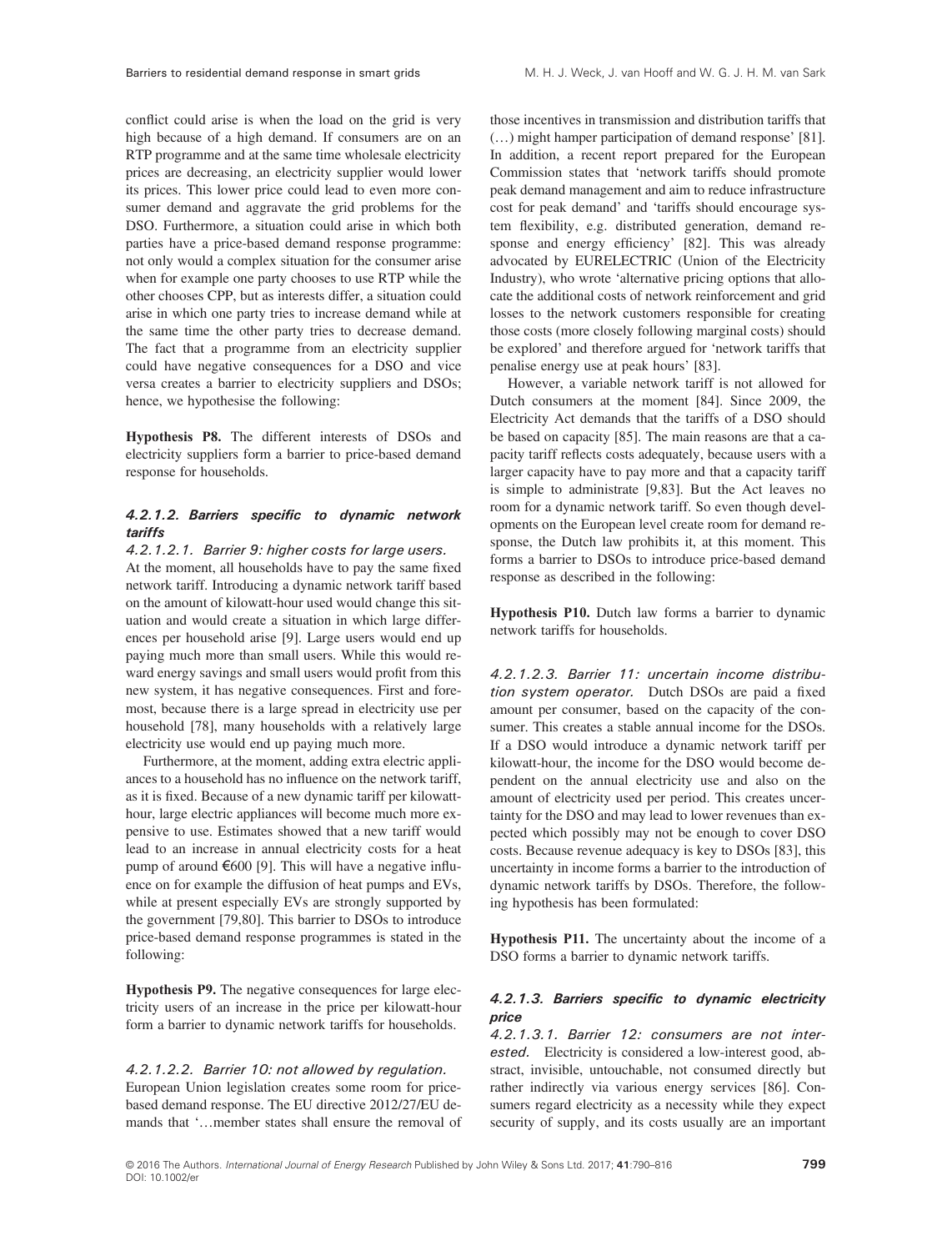conflict could arise is when the load on the grid is very high because of a high demand. If consumers are on an RTP programme and at the same time wholesale electricity prices are decreasing, an electricity supplier would lower its prices. This lower price could lead to even more consumer demand and aggravate the grid problems for the DSO. Furthermore, a situation could arise in which both parties have a price-based demand response programme: not only would a complex situation for the consumer arise when for example one party chooses to use RTP while the other chooses CPP, but as interests differ, a situation could arise in which one party tries to increase demand while at the same time the other party tries to decrease demand. The fact that a programme from an electricity supplier could have negative consequences for a DSO and vice versa creates a barrier to electricity suppliers and DSOs; hence, we hypothesise the following:

**Hypothesis P8.** The different interests of DSOs and electricity suppliers form a barrier to price-based demand response for households.

#### *4.2.1.2. Barriers specific to dynamic network tariffs*

*4.2.1.2.1. Barrier 9: higher costs for large users.* At the moment, all households have to pay the same fixed network tariff. Introducing a dynamic network tariff based on the amount of kilowatt-hour used would change this situation and would create a situation in which large differences per household arise [9]. Large users would end up paying much more than small users. While this would reward energy savings and small users would profit from this new system, it has negative consequences. First and foremost, because there is a large spread in electricity use per household [78], many households with a relatively large electricity use would end up paying much more.

Furthermore, at the moment, adding extra electric appliances to a household has no influence on the network tariff, as it is fixed. Because of a new dynamic tariff per kilowatt-hour, large electric appliances will become much more expensive to use. Estimates showed that a new tariff would lead to an increase in annual electricity costs for a heat pump of around €600 [9]. This will have a negative influence on for example the diffusion of heat pumps and EVs, while at present especially EVs are strongly supported by the government [79,80]. This barrier to DSOs to introduce price-based demand response programmes is stated in the following:

**Hypothesis P9.** The negative consequences for large electricity users of an increase in the price per kilowatt-hour form a barrier to dynamic network tariffs for households.

*4.2.1.2.2. Barrier 10: not allowed by regulation.* European Union legislation creates some room for price-based demand response. The EU directive 2012/27/EU demands that '…member states shall ensure the removal of those incentives in transmission and distribution tariffs that (…) might hamper participation of demand response' [81]. In addition, a recent report prepared for the European Commission states that 'network tariffs should promote peak demand management and aim to reduce infrastructure cost for peak demand' and 'tariffs should encourage system flexibility, e.g. distributed generation, demand response and energy efficiency' [82]. This was already advocated by EURELECTRIC (Union of the Electricity Industry), who wrote 'alternative pricing options that allocate the additional costs of network reinforcement and grid losses to the network customers responsible for creating those costs (more closely following marginal costs) should be explored' and therefore argued for 'network tariffs that penalise energy use at peak hours' [83].

However, a variable network tariff is not allowed for Dutch consumers at the moment [84]. Since 2009, the Electricity Act demands that the tariffs of a DSO should be based on capacity [85]. The main reasons are that a capacity tariff reflects costs adequately, because users with a larger capacity have to pay more and that a capacity tariff is simple to administrate [9,83]. But the Act leaves no room for a dynamic network tariff. So even though developments on the European level create room for demand response, the Dutch law prohibits it, at this moment. This forms a barrier to DSOs to introduce price-based demand response as described in the following:

**Hypothesis P10.** Dutch law forms a barrier to dynamic network tariffs for households.

*4.2.1.2.3. Barrier 11: uncertain income distribution system operator.* Dutch DSOs are paid a fixed amount per consumer, based on the capacity of the consumer. This creates a stable annual income for the DSOs. If a DSO would introduce a dynamic network tariff per kilowatt-hour, the income for the DSO would become dependent on the annual electricity use and also on the amount of electricity used per period. This creates uncertainty for the DSO and may lead to lower revenues than expected which possibly may not be enough to cover DSO costs. Because revenue adequacy is key to DSOs [83], this uncertainty in income forms a barrier to the introduction of dynamic network tariffs by DSOs. Therefore, the following hypothesis has been formulated:

**Hypothesis P11.** The uncertainty about the income of a DSO forms a barrier to dynamic network tariffs.

#### *4.2.1.3. Barriers specific to dynamic electricity price*

*4.2.1.3.1. Barrier 12: consumers are not interested.* Electricity is considered a low-interest good, abstract, invisible, untouchable, not consumed directly but rather indirectly via various energy services [86]. Consumers regard electricity as a necessity while they expect security of supply, and its costs usually are an important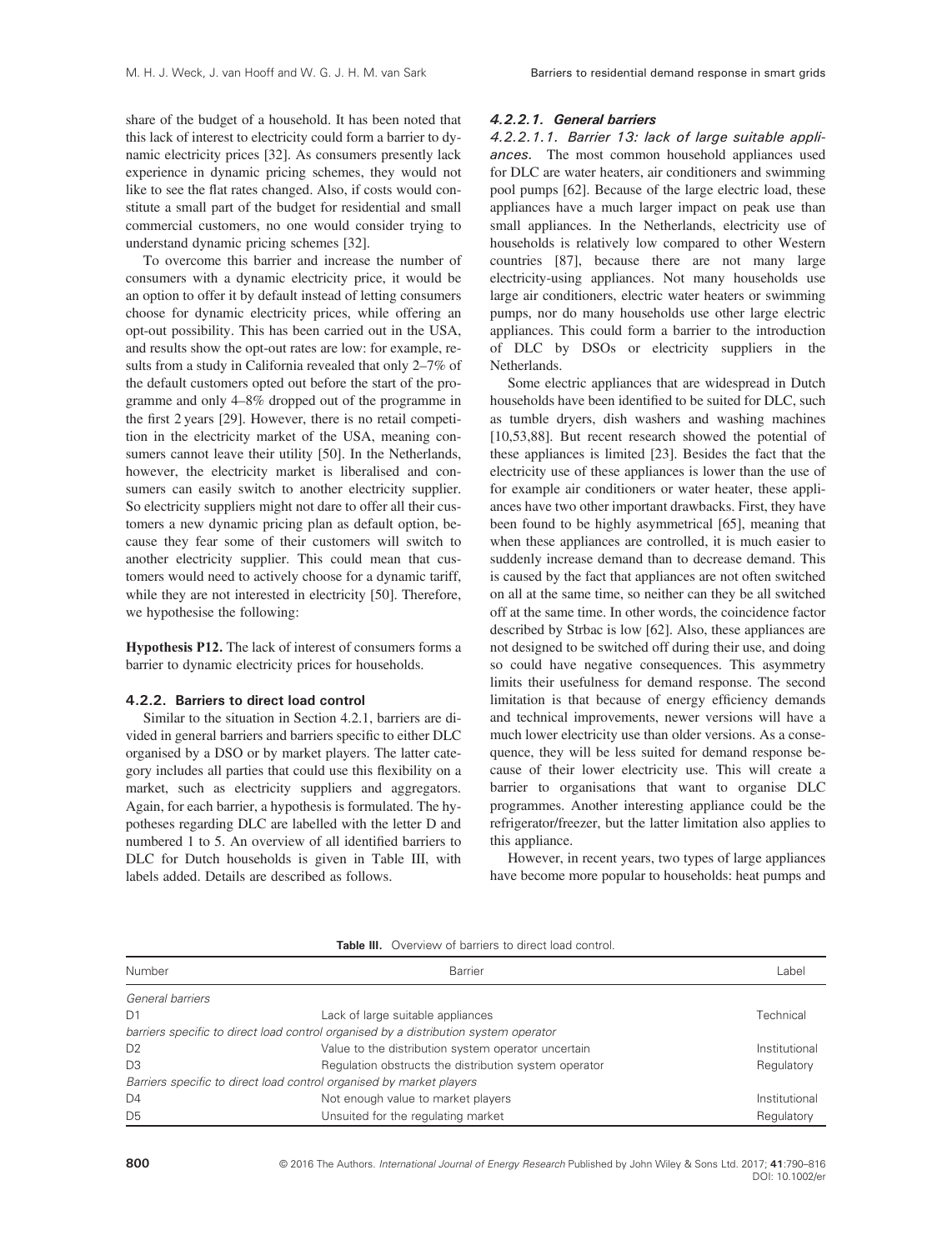share of the budget of a household. It has been noted that this lack of interest to electricity could form a barrier to dynamic electricity prices [32]. As consumers presently lack experience in dynamic pricing schemes, they would not like to see the flat rates changed. Also, if costs would constitute a small part of the budget for residential and small commercial customers, no one would consider trying to understand dynamic pricing schemes [32].

To overcome this barrier and increase the number of consumers with a dynamic electricity price, it would be an option to offer it by default instead of letting consumers choose for dynamic electricity prices, while offering an opt-out possibility. This has been carried out in the USA, and results show the opt-out rates are low: for example, results from a study in California revealed that only 2–7% of the default customers opted out before the start of the programme and only 4–8% dropped out of the programme in the first 2 years [29]. However, there is no retail competition in the electricity market of the USA, meaning consumers cannot leave their utility [50]. In the Netherlands, however, the electricity market is liberalised and consumers can easily switch to another electricity supplier. So electricity suppliers might not dare to offer all their customers a new dynamic pricing plan as default option, because they fear some of their customers will switch to another electricity supplier. This could mean that customers would need to actively choose for a dynamic tariff, while they are not interested in electricity [50]. Therefore, we hypothesise the following:

**Hypothesis P12.** The lack of interest of consumers forms a barrier to dynamic electricity prices for households.

### 4.2.2. Barriers to direct load control

Similar to the situation in Section 4.2.1, barriers are divided in general barriers and barriers specific to either DLC organised by a DSO or by market players. The latter category includes all parties that could use this flexibility on a market, such as electricity suppliers and aggregators. Again, for each barrier, a hypothesis is formulated. The hypotheses regarding DLC are labelled with the letter D and numbered 1 to 5. An overview of all identified barriers to DLC for Dutch households is given in Table III, with labels added. Details are described as follows.

#### *4.2.2.1. General barriers*

*4.2.2.1.1. Barrier 13: lack of large suitable appliances.* The most common household appliances used for DLC are water heaters, air conditioners and swimming pool pumps [62]. Because of the large electric load, these appliances have a much larger impact on peak use than small appliances. In the Netherlands, electricity use of households is relatively low compared to other Western countries [87], because there are not many large electricity-using appliances. Not many households use large air conditioners, electric water heaters or swimming pumps, nor do many households use other large electric appliances. This could form a barrier to the introduction of DLC by DSOs or electricity suppliers in the Netherlands.

Some electric appliances that are widespread in Dutch households have been identified to be suited for DLC, such as tumble dryers, dish washers and washing machines [10,53,88]. But recent research showed the potential of these appliances is limited [23]. Besides the fact that the electricity use of these appliances is lower than the use of for example air conditioners or water heater, these appliances have two other important drawbacks. First, they have been found to be highly asymmetrical [65], meaning that when these appliances are controlled, it is much easier to suddenly increase demand than to decrease demand. This is caused by the fact that appliances are not often switched on all at the same time, so neither can they be all switched off at the same time. In other words, the coincidence factor described by Strbac is low [62]. Also, these appliances are not designed to be switched off during their use, and doing so could have negative consequences. This asymmetry limits their usefulness for demand response. The second limitation is that because of energy efficiency demands and technical improvements, newer versions will have a much lower electricity use than older versions. As a consequence, they will be less suited for demand response because of their lower electricity use. This will create a barrier to organisations that want to organise DLC programmes. Another interesting appliance could be the refrigerator/freezer, but the latter limitation also applies to this appliance.

However, in recent years, two types of large appliances have become more popular to households: heat pumps and

**Table III.** Overview of barriers to direct load control.

| Number | Barrier | Label |
|---|---|---|
| *General barriers* | | |
| D1 | Lack of large suitable appliances | Technical |
| *barriers specific to direct load control organised by a distribution system operator* | | |
| D2 | Value to the distribution system operator uncertain | Institutional |
| D3 | Regulation obstructs the distribution system operator | Regulatory |
| *Barriers specific to direct load control organised by market players* | | |
| D4 | Not enough value to market players | Institutional |
| D5 | Unsuited for the regulating market | Regulatory |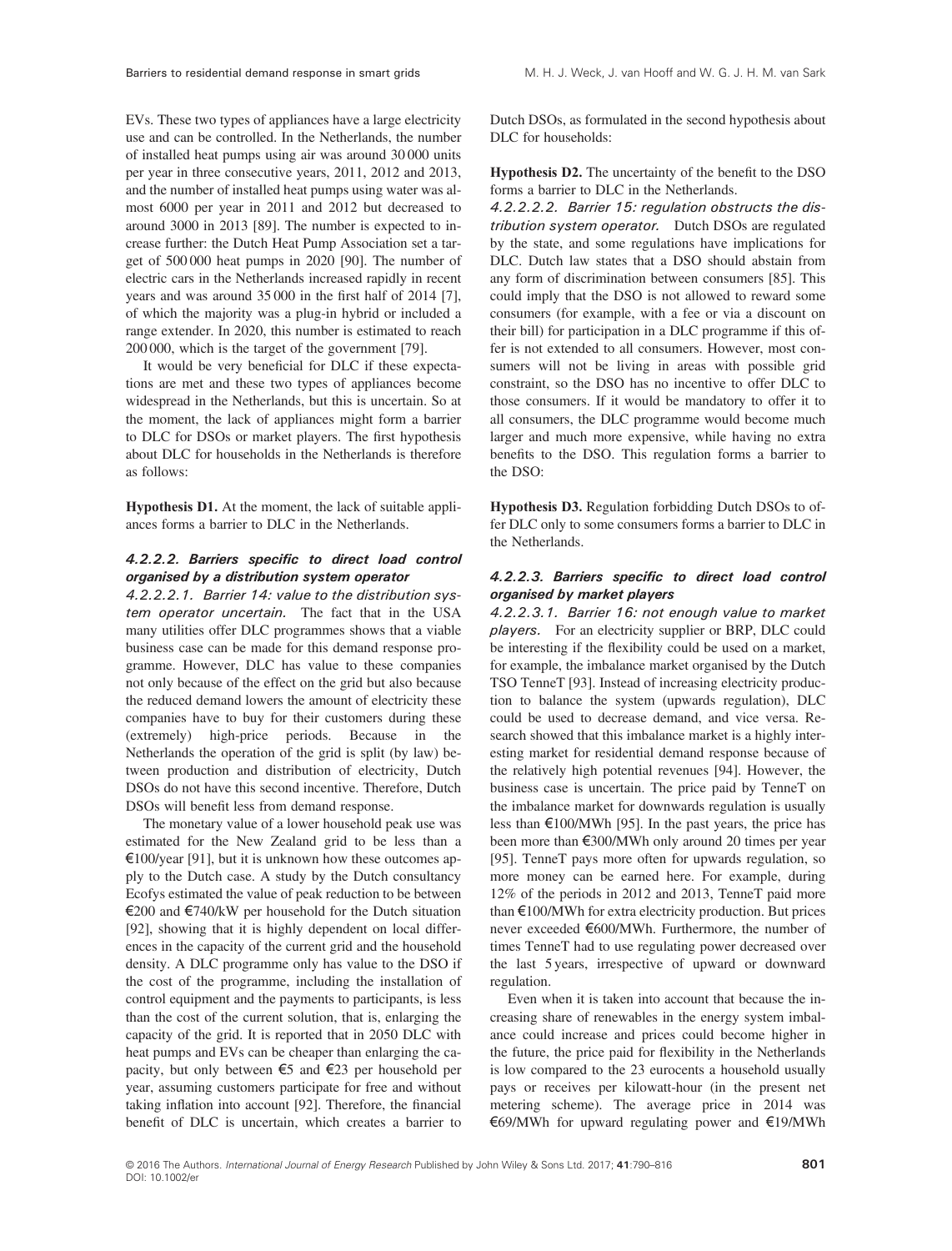EVs. These two types of appliances have a large electricity use and can be controlled. In the Netherlands, the number of installed heat pumps using air was around 30 000 units per year in three consecutive years, 2011, 2012 and 2013, and the number of installed heat pumps using water was almost 6000 per year in 2011 and 2012 but decreased to around 3000 in 2013 [89]. The number is expected to increase further: the Dutch Heat Pump Association set a target of 500 000 heat pumps in 2020 [90]. The number of electric cars in the Netherlands increased rapidly in recent years and was around 35 000 in the first half of 2014 [7], of which the majority was a plug-in hybrid or included a range extender. In 2020, this number is estimated to reach 200 000, which is the target of the government [79].

It would be very beneficial for DLC if these expectations are met and these two types of appliances become widespread in the Netherlands, but this is uncertain. So at the moment, the lack of appliances might form a barrier to DLC for DSOs or market players. The first hypothesis about DLC for households in the Netherlands is therefore as follows:

**Hypothesis D1.** At the moment, the lack of suitable appliances forms a barrier to DLC in the Netherlands.

#### *4.2.2.2. Barriers specific to direct load control organised by a distribution system operator*

*4.2.2.2.1. Barrier 14: value to the distribution system operator uncertain.* The fact that in the USA many utilities offer DLC programmes shows that a viable business case can be made for this demand response programme. However, DLC has value to these companies not only because of the effect on the grid but also because the reduced demand lowers the amount of electricity these companies have to buy for their customers during these (extremely) high-price periods. Because in the Netherlands the operation of the grid is split (by law) between production and distribution of electricity, Dutch DSOs do not have this second incentive. Therefore, Dutch DSOs will benefit less from demand response.

The monetary value of a lower household peak use was estimated for the New Zealand grid to be less than a €100/year [91], but it is unknown how these outcomes apply to the Dutch case. A study by the Dutch consultancy Ecofys estimated the value of peak reduction to be between €200 and €740/kW per household for the Dutch situation [92], showing that it is highly dependent on local differences in the capacity of the current grid and the household density. A DLC programme only has value to the DSO if the cost of the programme, including the installation of control equipment and the payments to participants, is less than the cost of the current solution, that is, enlarging the capacity of the grid. It is reported that in 2050 DLC with heat pumps and EVs can be cheaper than enlarging the capacity, but only between €5 and €23 per household per year, assuming customers participate for free and without taking inflation into account [92]. Therefore, the financial benefit of DLC is uncertain, which creates a barrier to Dutch DSOs, as formulated in the second hypothesis about DLC for households:

**Hypothesis D2.** The uncertainty of the benefit to the DSO forms a barrier to DLC in the Netherlands.

*4.2.2.2.2. Barrier 15: regulation obstructs the distribution system operator.* Dutch DSOs are regulated by the state, and some regulations have implications for DLC. Dutch law states that a DSO should abstain from any form of discrimination between consumers [85]. This could imply that the DSO is not allowed to reward some consumers (for example, with a fee or via a discount on their bill) for participation in a DLC programme if this offer is not extended to all consumers. However, most consumers will not be living in areas with possible grid constraint, so the DSO has no incentive to offer DLC to those consumers. If it would be mandatory to offer it to all consumers, the DLC programme would become much larger and much more expensive, while having no extra benefits to the DSO. This regulation forms a barrier to the DSO:

**Hypothesis D3.** Regulation forbidding Dutch DSOs to offer DLC only to some consumers forms a barrier to DLC in the Netherlands.

#### *4.2.2.3. Barriers specific to direct load control organised by market players*

*4.2.2.3.1. Barrier 16: not enough value to market players.* For an electricity supplier or BRP, DLC could be interesting if the flexibility could be used on a market, for example, the imbalance market organised by the Dutch TSO TenneT [93]. Instead of increasing electricity production to balance the system (upwards regulation), DLC could be used to decrease demand, and vice versa. Research showed that this imbalance market is a highly interesting market for residential demand response because of the relatively high potential revenues [94]. However, the business case is uncertain. The price paid by TenneT on the imbalance market for downwards regulation is usually less than €100/MWh [95]. In the past years, the price has been more than €300/MWh only around 20 times per year [95]. TenneT pays more often for upwards regulation, so more money can be earned here. For example, during 12% of the periods in 2012 and 2013, TenneT paid more than €100/MWh for extra electricity production. But prices never exceeded €600/MWh. Furthermore, the number of times TenneT had to use regulating power decreased over the last 5 years, irrespective of upward or downward regulation.

Even when it is taken into account that because the increasing share of renewables in the energy system imbalance could increase and prices could become higher in the future, the price paid for flexibility in the Netherlands is low compared to the 23 eurocents a household usually pays or receives per kilowatt-hour (in the present net metering scheme). The average price in 2014 was €69/MWh for upward regulating power and €19/MWh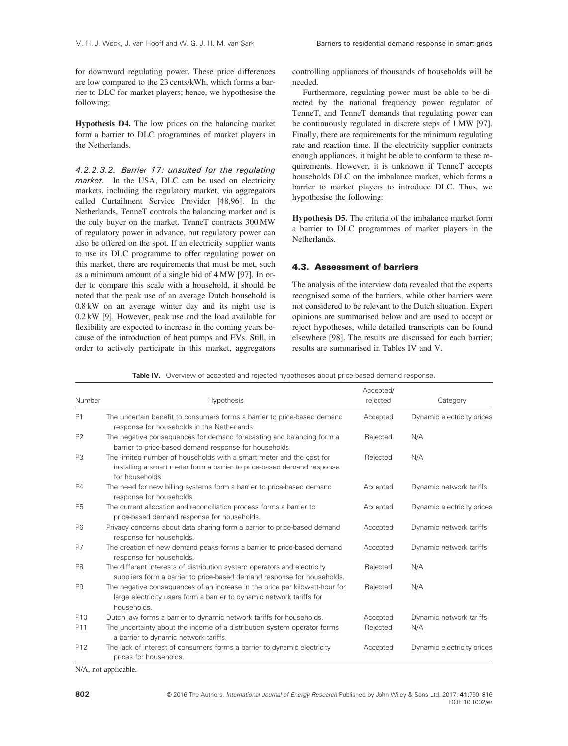for downward regulating power. These price differences are low compared to the 23 cents/kWh, which forms a barrier to DLC for market players; hence, we hypothesise the following:

**Hypothesis D4.** The low prices on the balancing market form a barrier to DLC programmes of market players in the Netherlands.

*4.2.2.3.2. Barrier 17: unsuited for the regulating market.* In the USA, DLC can be used on electricity markets, including the regulatory market, via aggregators called Curtailment Service Provider [48,96]. In the Netherlands, TenneT controls the balancing market and is the only buyer on the market. TenneT contracts 300 MW of regulatory power in advance, but regulatory power can also be offered on the spot. If an electricity supplier wants to use its DLC programme to offer regulating power on this market, there are requirements that must be met, such as a minimum amount of a single bid of 4 MW [97]. In order to compare this scale with a household, it should be noted that the peak use of an average Dutch household is 0.8 kW on an average winter day and its night use is 0.2 kW [9]. However, peak use and the load available for flexibility are expected to increase in the coming years because of the introduction of heat pumps and EVs. Still, in order to actively participate in this market, aggregators controlling appliances of thousands of households will be needed.

Furthermore, regulating power must be able to be directed by the national frequency power regulator of TenneT, and TenneT demands that regulating power can be continuously regulated in discrete steps of 1 MW [97]. Finally, there are requirements for the minimum regulating rate and reaction time. If the electricity supplier contracts enough appliances, it might be able to conform to these requirements. However, it is unknown if TenneT accepts households DLC on the imbalance market, which forms a barrier to market players to introduce DLC. Thus, we hypothesise the following:

**Hypothesis D5.** The criteria of the imbalance market form a barrier to DLC programmes of market players in the Netherlands.

### 4.3. Assessment of barriers

The analysis of the interview data revealed that the experts recognised some of the barriers, while other barriers were not considered to be relevant to the Dutch situation. Expert opinions are summarised below and are used to accept or reject hypotheses, while detailed transcripts can be found elsewhere [98]. The results are discussed for each barrier; results are summarised in Tables IV and V.

**Table IV.** Overview of accepted and rejected hypotheses about price-based demand response.

| Number | Hypothesis | Accepted/ rejected | Category |
|---|---|---|---|
| P1 | The uncertain benefit to consumers forms a barrier to price-based demand response for households in the Netherlands. | Accepted | Dynamic electricity prices |
| P2 | The negative consequences for demand forecasting and balancing form a barrier to price-based demand response for households. | Rejected | N/A |
| P3 | The limited number of households with a smart meter and the cost for installing a smart meter form a barrier to price-based demand response for households. | Rejected | N/A |
| P4 | The need for new billing systems form a barrier to price-based demand response for households. | Accepted | Dynamic network tariffs |
| P5 | The current allocation and reconciliation process forms a barrier to price-based demand response for households. | Accepted | Dynamic electricity prices |
| P6 | Privacy concerns about data sharing form a barrier to price-based demand response for households. | Accepted | Dynamic network tariffs |
| P7 | The creation of new demand peaks forms a barrier to price-based demand response for households. | Accepted | Dynamic network tariffs |
| P8 | The different interests of distribution system operators and electricity suppliers form a barrier to price-based demand response for households. | Rejected | N/A |
| P9 | The negative consequences of an increase in the price per kilowatt-hour for large electricity users form a barrier to dynamic network tariffs for households. | Rejected | N/A |
| P10 | Dutch law forms a barrier to dynamic network tariffs for households. | Accepted | Dynamic network tariffs |
| P11 | The uncertainty about the income of a distribution system operator forms a barrier to dynamic network tariffs. | Rejected | N/A |
| P12 | The lack of interest of consumers forms a barrier to dynamic electricity prices for households. | Accepted | Dynamic electricity prices |

N/A, not applicable.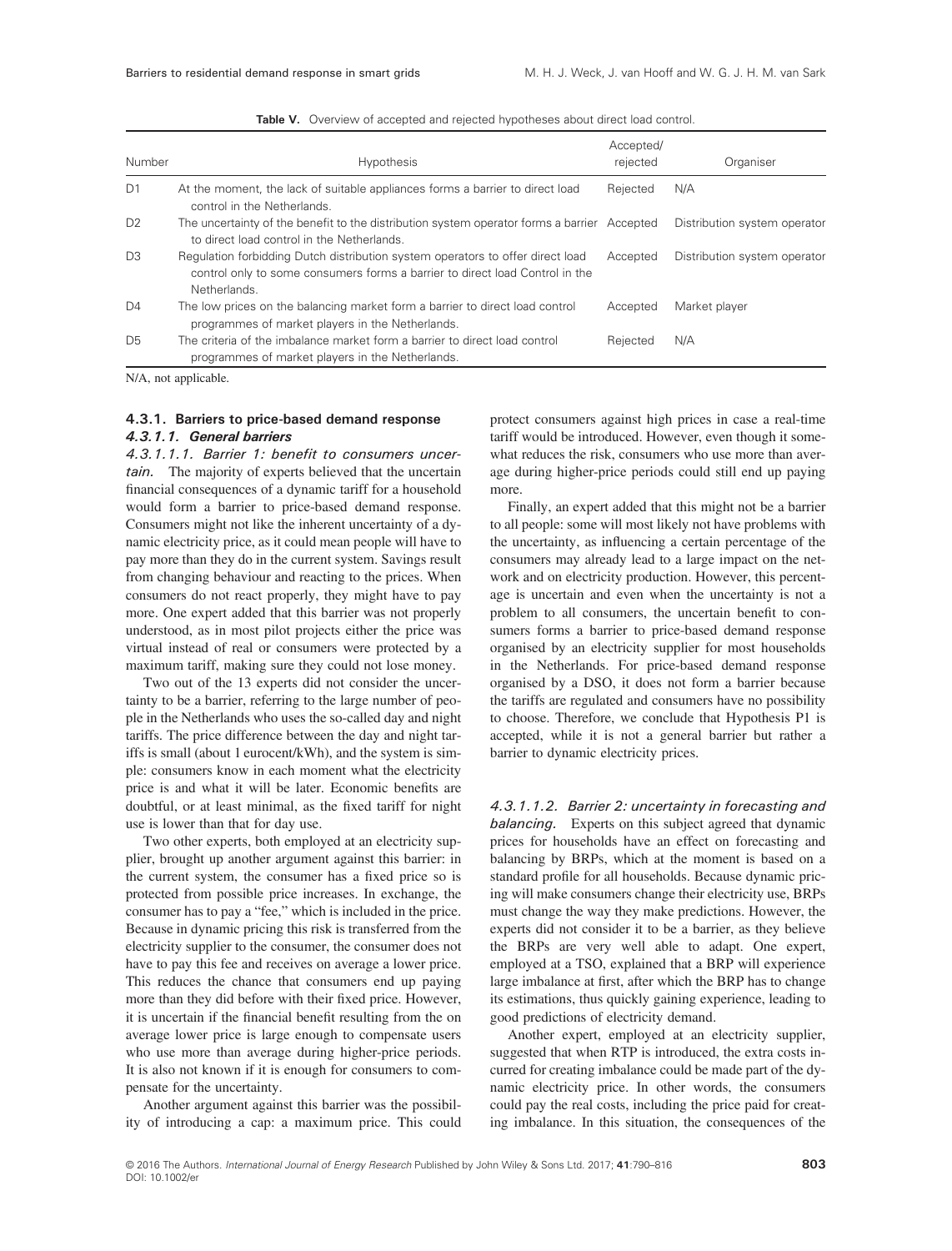**Table V.** Overview of accepted and rejected hypotheses about direct load control.

| Number | Hypothesis | Accepted/ rejected | Organiser |
|---|---|---|---|
| D1 | At the moment, the lack of suitable appliances forms a barrier to direct load control in the Netherlands. | Rejected | N/A |
| D2 | The uncertainty of the benefit to the distribution system operator forms a barrier to direct load control in the Netherlands. | Accepted | Distribution system operator |
| D3 | Regulation forbidding Dutch distribution system operators to offer direct load control only to some consumers forms a barrier to direct load Control in the Netherlands. | Accepted | Distribution system operator |
| D4 | The low prices on the balancing market form a barrier to direct load control programmes of market players in the Netherlands. | Accepted | Market player |
| D5 | The criteria of the imbalance market form a barrier to direct load control programmes of market players in the Netherlands. | Rejected | N/A |

N/A, not applicable.

#### 4.3.1. Barriers to price-based demand response

##### *4.3.1.1. General barriers*

*4.3.1.1.1. Barrier 1: benefit to consumers uncertain.* The majority of experts believed that the uncertain financial consequences of a dynamic tariff for a household would form a barrier to price-based demand response. Consumers might not like the inherent uncertainty of a dynamic electricity price, as it could mean people will have to pay more than they do in the current system. Savings result from changing behaviour and reacting to the prices. When consumers do not react properly, they might have to pay more. One expert added that this barrier was not properly understood, as in most pilot projects either the price was virtual instead of real or consumers were protected by a maximum tariff, making sure they could not lose money.

Two out of the 13 experts did not consider the uncertainty to be a barrier, referring to the large number of people in the Netherlands who uses the so-called day and night tariffs. The price difference between the day and night tariffs is small (about 1 eurocent/kWh), and the system is simple: consumers know in each moment what the electricity price is and what it will be later. Economic benefits are doubtful, or at least minimal, as the fixed tariff for night use is lower than that for day use.

Two other experts, both employed at an electricity supplier, brought up another argument against this barrier: in the current system, the consumer has a fixed price so is protected from possible price increases. In exchange, the consumer has to pay a "fee," which is included in the price. Because in dynamic pricing this risk is transferred from the electricity supplier to the consumer, the consumer does not have to pay this fee and receives on average a lower price. This reduces the chance that consumers end up paying more than they did before with their fixed price. However, it is uncertain if the financial benefit resulting from the on average lower price is large enough to compensate users who use more than average during higher-price periods. It is also not known if it is enough for consumers to compensate for the uncertainty.

Another argument against this barrier was the possibility of introducing a cap: a maximum price. This could protect consumers against high prices in case a real-time tariff would be introduced. However, even though it somewhat reduces the risk, consumers who use more than average during higher-price periods could still end up paying more.

Finally, an expert added that this might not be a barrier to all people: some will most likely not have problems with the uncertainty, as influencing a certain percentage of the consumers may already lead to a large impact on the network and on electricity production. However, this percentage is uncertain and even when the uncertainty is not a problem to all consumers, the uncertain benefit to consumers forms a barrier to price-based demand response organised by an electricity supplier for most households in the Netherlands. For price-based demand response organised by a DSO, it does not form a barrier because the tariffs are regulated and consumers have no possibility to choose. Therefore, we conclude that Hypothesis P1 is accepted, while it is not a general barrier but rather a barrier to dynamic electricity prices.

*4.3.1.1.2. Barrier 2: uncertainty in forecasting and balancing.* Experts on this subject agreed that dynamic prices for households have an effect on forecasting and balancing by BRPs, which at the moment is based on a standard profile for all households. Because dynamic pricing will make consumers change their electricity use, BRPs must change the way they make predictions. However, the experts did not consider it to be a barrier, as they believe the BRPs are very well able to adapt. One expert, employed at a TSO, explained that a BRP will experience large imbalance at first, after which the BRP has to change its estimations, thus quickly gaining experience, leading to good predictions of electricity demand.

Another expert, employed at an electricity supplier, suggested that when RTP is introduced, the extra costs incurred for creating imbalance could be made part of the dynamic electricity price. In other words, the consumers could pay the real costs, including the price paid for creating imbalance. In this situation, the consequences of the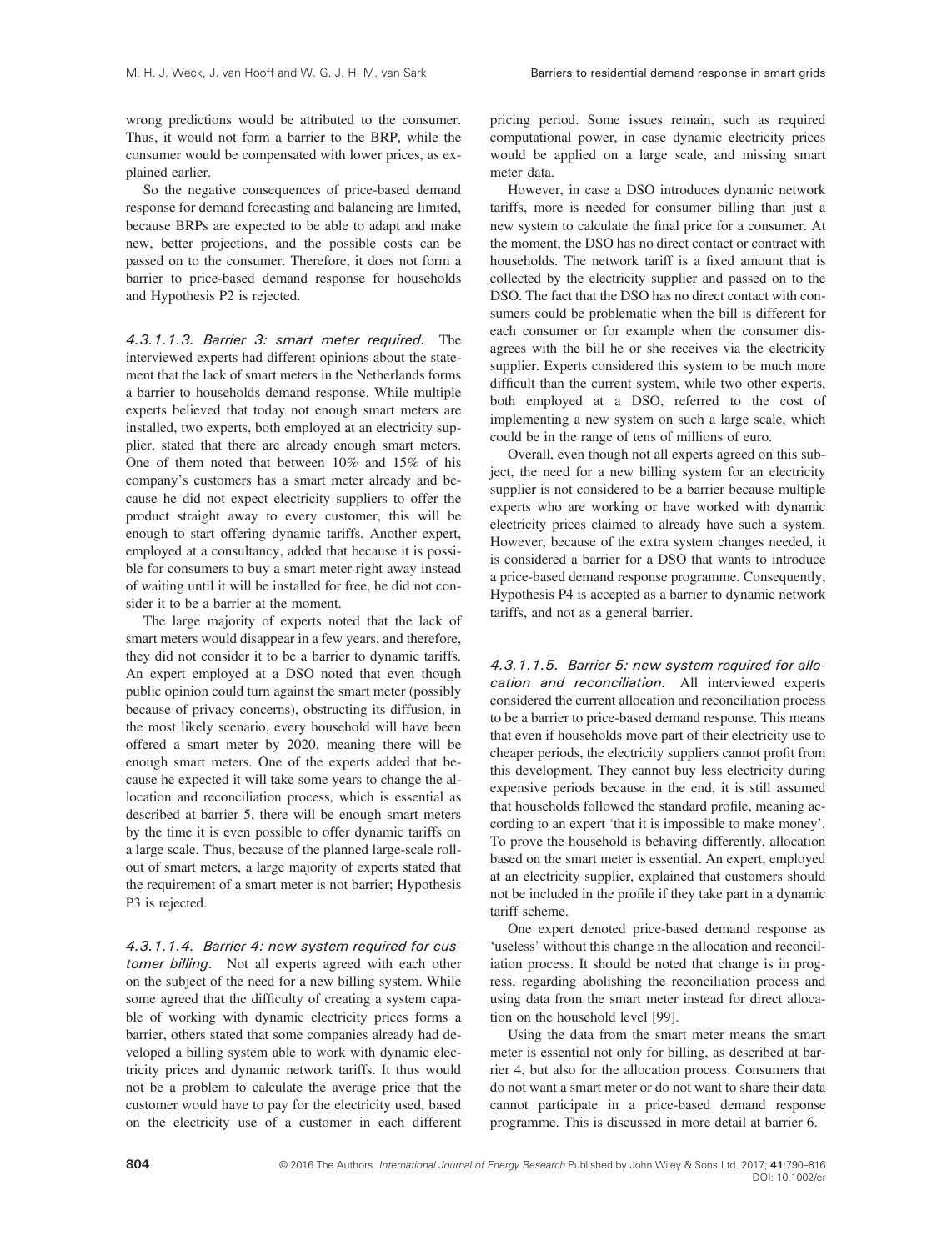wrong predictions would be attributed to the consumer. Thus, it would not form a barrier to the BRP, while the consumer would be compensated with lower prices, as explained earlier.

So the negative consequences of price-based demand response for demand forecasting and balancing are limited, because BRPs are expected to be able to adapt and make new, better projections, and the possible costs can be passed on to the consumer. Therefore, it does not form a barrier to price-based demand response for households and Hypothesis P2 is rejected.

##### *4.3.1.1.3. Barrier 3: smart meter required.*

The interviewed experts had different opinions about the statement that the lack of smart meters in the Netherlands forms a barrier to households demand response. While multiple experts believed that today not enough smart meters are installed, two experts, both employed at an electricity supplier, stated that there are already enough smart meters. One of them noted that between 10% and 15% of his company's customers has a smart meter already and because he did not expect electricity suppliers to offer the product straight away to every customer, this will be enough to start offering dynamic tariffs. Another expert, employed at a consultancy, added that because it is possible for consumers to buy a smart meter right away instead of waiting until it will be installed for free, he did not consider it to be a barrier at the moment.

The large majority of experts noted that the lack of smart meters would disappear in a few years, and therefore, they did not consider it to be a barrier to dynamic tariffs. An expert employed at a DSO noted that even though public opinion could turn against the smart meter (possibly because of privacy concerns), obstructing its diffusion, in the most likely scenario, every household will have been offered a smart meter by 2020, meaning there will be enough smart meters. One of the experts added that because he expected it will take some years to change the allocation and reconciliation process, which is essential as described at barrier 5, there will be enough smart meters by the time it is even possible to offer dynamic tariffs on a large scale. Thus, because of the planned large-scale rollout of smart meters, a large majority of experts stated that the requirement of a smart meter is not barrier; Hypothesis P3 is rejected.

##### *4.3.1.1.4. Barrier 4: new system required for customer billing.*

Not all experts agreed with each other on the subject of the need for a new billing system. While some agreed that the difficulty of creating a system capable of working with dynamic electricity prices forms a barrier, others stated that some companies already had developed a billing system able to work with dynamic electricity prices and dynamic network tariffs. It thus would not be a problem to calculate the average price that the customer would have to pay for the electricity used, based on the electricity use of a customer in each different pricing period. Some issues remain, such as required computational power, in case dynamic electricity prices would be applied on a large scale, and missing smart meter data.

However, in case a DSO introduces dynamic network tariffs, more is needed for consumer billing than just a new system to calculate the final price for a consumer. At the moment, the DSO has no direct contact or contract with households. The network tariff is a fixed amount that is collected by the electricity supplier and passed on to the DSO. The fact that the DSO has no direct contact with consumers could be problematic when the bill is different for each consumer or for example when the consumer disagrees with the bill he or she receives via the electricity supplier. Experts considered this system to be much more difficult than the current system, while two other experts, both employed at a DSO, referred to the cost of implementing a new system on such a large scale, which could be in the range of tens of millions of euro.

Overall, even though not all experts agreed on this subject, the need for a new billing system for an electricity supplier is not considered to be a barrier because multiple experts who are working or have worked with dynamic electricity prices claimed to already have such a system. However, because of the extra system changes needed, it is considered a barrier for a DSO that wants to introduce a price-based demand response programme. Consequently, Hypothesis P4 is accepted as a barrier to dynamic network tariffs, and not as a general barrier.

##### *4.3.1.1.5. Barrier 5: new system required for allocation and reconciliation.*

All interviewed experts considered the current allocation and reconciliation process to be a barrier to price-based demand response. This means that even if households move part of their electricity use to cheaper periods, the electricity suppliers cannot profit from this development. They cannot buy less electricity during expensive periods because in the end, it is still assumed that households followed the standard profile, meaning according to an expert 'that it is impossible to make money'. To prove the household is behaving differently, allocation based on the smart meter is essential. An expert, employed at an electricity supplier, explained that customers should not be included in the profile if they take part in a dynamic tariff scheme.

One expert denoted price-based demand response as 'useless' without this change in the allocation and reconciliation process. It should be noted that change is in progress, regarding abolishing the reconciliation process and using data from the smart meter instead for direct allocation on the household level [99].

Using the data from the smart meter means the smart meter is essential not only for billing, as described at barrier 4, but also for the allocation process. Consumers that do not want a smart meter or do not want to share their data cannot participate in a price-based demand response programme. This is discussed in more detail at barrier 6.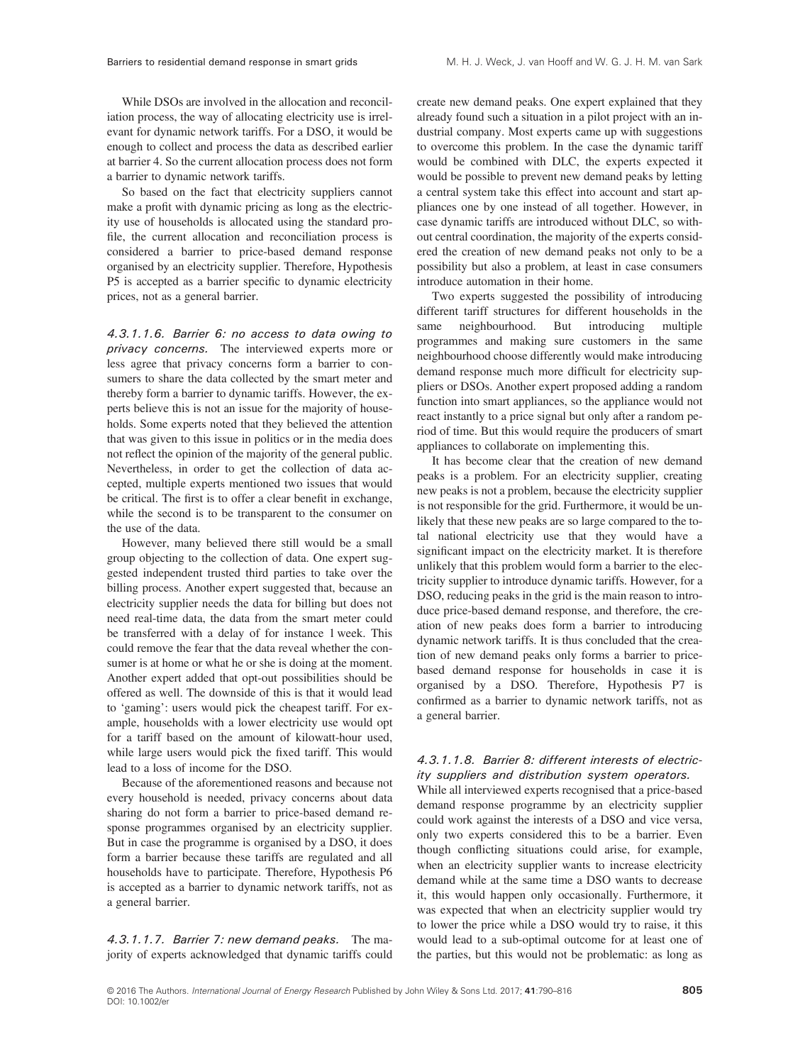While DSOs are involved in the allocation and reconciliation process, the way of allocating electricity use is irrelevant for dynamic network tariffs. For a DSO, it would be enough to collect and process the data as described earlier at barrier 4. So the current allocation process does not form a barrier to dynamic network tariffs.

So based on the fact that electricity suppliers cannot make a profit with dynamic pricing as long as the electricity use of households is allocated using the standard profile, the current allocation and reconciliation process is considered a barrier to price-based demand response organised by an electricity supplier. Therefore, Hypothesis P5 is accepted as a barrier specific to dynamic electricity prices, not as a general barrier.

##### *4.3.1.1.6. Barrier 6: no access to data owing to privacy concerns.*

The interviewed experts more or less agree that privacy concerns form a barrier to consumers to share the data collected by the smart meter and thereby form a barrier to dynamic tariffs. However, the experts believe this is not an issue for the majority of households. Some experts noted that they believed the attention that was given to this issue in politics or in the media does not reflect the opinion of the majority of the general public. Nevertheless, in order to get the collection of data accepted, multiple experts mentioned two issues that would be critical. The first is to offer a clear benefit in exchange, while the second is to be transparent to the consumer on the use of the data.

However, many believed there still would be a small group objecting to the collection of data. One expert suggested independent trusted third parties to take over the billing process. Another expert suggested that, because an electricity supplier needs the data for billing but does not need real-time data, the data from the smart meter could be transferred with a delay of for instance 1 week. This could remove the fear that the data reveal whether the consumer is at home or what he or she is doing at the moment. Another expert added that opt-out possibilities should be offered as well. The downside of this is that it would lead to 'gaming': users would pick the cheapest tariff. For example, households with a lower electricity use would opt for a tariff based on the amount of kilowatt-hour used, while large users would pick the fixed tariff. This would lead to a loss of income for the DSO.

Because of the aforementioned reasons and because not every household is needed, privacy concerns about data sharing do not form a barrier to price-based demand response programmes organised by an electricity supplier. But in case the programme is organised by a DSO, it does form a barrier because these tariffs are regulated and all households have to participate. Therefore, Hypothesis P6 is accepted as a barrier to dynamic network tariffs, not as a general barrier.

##### *4.3.1.1.7. Barrier 7: new demand peaks.*

The majority of experts acknowledged that dynamic tariffs could create new demand peaks. One expert explained that they already found such a situation in a pilot project with an industrial company. Most experts came up with suggestions to overcome this problem. In the case the dynamic tariff would be combined with DLC, the experts expected it would be possible to prevent new demand peaks by letting a central system take this effect into account and start appliances one by one instead of all together. However, in case dynamic tariffs are introduced without DLC, so without central coordination, the majority of the experts considered the creation of new demand peaks not only to be a possibility but also a problem, at least in case consumers introduce automation in their home.

Two experts suggested the possibility of introducing different tariff structures for different households in the same neighbourhood. But introducing multiple programmes and making sure customers in the same neighbourhood choose differently would make introducing demand response much more difficult for electricity suppliers or DSOs. Another expert proposed adding a random function into smart appliances, so the appliance would not react instantly to a price signal but only after a random period of time. But this would require the producers of smart appliances to collaborate on implementing this.

It has become clear that the creation of new demand peaks is a problem. For an electricity supplier, creating new peaks is not a problem, because the electricity supplier is not responsible for the grid. Furthermore, it would be unlikely that these new peaks are so large compared to the total national electricity use that they would have a significant impact on the electricity market. It is therefore unlikely that this problem would form a barrier to the electricity supplier to introduce dynamic tariffs. However, for a DSO, reducing peaks in the grid is the main reason to introduce price-based demand response, and therefore, the creation of new peaks does form a barrier to introducing dynamic network tariffs. It is thus concluded that the creation of new demand peaks only forms a barrier to price-based demand response for households in case it is organised by a DSO. Therefore, Hypothesis P7 is confirmed as a barrier to dynamic network tariffs, not as a general barrier.

##### *4.3.1.1.8. Barrier 8: different interests of electricity suppliers and distribution system operators.*

While all interviewed experts recognised that a price-based demand response programme by an electricity supplier could work against the interests of a DSO and vice versa, only two experts considered this to be a barrier. Even though conflicting situations could arise, for example, when an electricity supplier wants to increase electricity demand while at the same time a DSO wants to decrease it, this would happen only occasionally. Furthermore, it was expected that when an electricity supplier would try to lower the price while a DSO would try to raise, it this would lead to a sub-optimal outcome for at least one of the parties, but this would not be problematic: as long as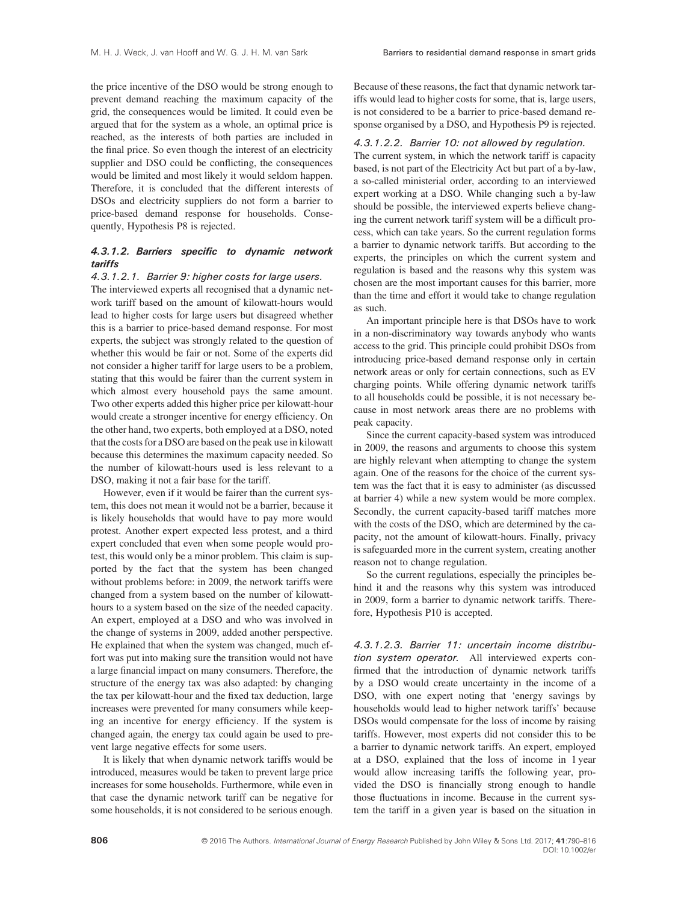the price incentive of the DSO would be strong enough to prevent demand reaching the maximum capacity of the grid, the consequences would be limited. It could even be argued that for the system as a whole, an optimal price is reached, as the interests of both parties are included in the final price. So even though the interest of an electricity supplier and DSO could be conflicting, the consequences would be limited and most likely it would seldom happen. Therefore, it is concluded that the different interests of DSOs and electricity suppliers do not form a barrier to price-based demand response for households. Consequently, Hypothesis P8 is rejected.

#### *4.3.1.2. Barriers specific to dynamic network tariffs*

*4.3.1.2.1. Barrier 9: higher costs for large users.* The interviewed experts all recognised that a dynamic network tariff based on the amount of kilowatt-hours would lead to higher costs for large users but disagreed whether this is a barrier to price-based demand response. For most experts, the subject was strongly related to the question of whether this would be fair or not. Some of the experts did not consider a higher tariff for large users to be a problem, stating that this would be fairer than the current system in which almost every household pays the same amount. Two other experts added this higher price per kilowatt-hour would create a stronger incentive for energy efficiency. On the other hand, two experts, both employed at a DSO, noted that the costs for a DSO are based on the peak use in kilowatt because this determines the maximum capacity needed. So the number of kilowatt-hours used is less relevant to a DSO, making it not a fair base for the tariff.

However, even if it would be fairer than the current system, this does not mean it would not be a barrier, because it is likely households that would have to pay more would protest. Another expert expected less protest, and a third expert concluded that even when some people would protest, this would only be a minor problem. This claim is supported by the fact that the system has been changed without problems before: in 2009, the network tariffs were changed from a system based on the number of kilowatt-hours to a system based on the size of the needed capacity. An expert, employed at a DSO and who was involved in the change of systems in 2009, added another perspective. He explained that when the system was changed, much effort was put into making sure the transition would not have a large financial impact on many consumers. Therefore, the structure of the energy tax was also adapted: by changing the tax per kilowatt-hour and the fixed tax deduction, large increases were prevented for many consumers while keeping an incentive for energy efficiency. If the system is changed again, the energy tax could again be used to prevent large negative effects for some users.

It is likely that when dynamic network tariffs would be introduced, measures would be taken to prevent large price increases for some households. Furthermore, while even in that case the dynamic network tariff can be negative for some households, it is not considered to be serious enough. Because of these reasons, the fact that dynamic network tariffs would lead to higher costs for some, that is, large users, is not considered to be a barrier to price-based demand response organised by a DSO, and Hypothesis P9 is rejected.

*4.3.1.2.2. Barrier 10: not allowed by regulation.* The current system, in which the network tariff is capacity based, is not part of the Electricity Act but part of a by-law, a so-called ministerial order, according to an interviewed expert working at a DSO. While changing such a by-law should be possible, the interviewed experts believe changing the current network tariff system will be a difficult process, which can take years. So the current regulation forms a barrier to dynamic network tariffs. But according to the experts, the principles on which the current system and regulation is based and the reasons why this system was chosen are the most important causes for this barrier, more than the time and effort it would take to change regulation as such.

An important principle here is that DSOs have to work in a non-discriminatory way towards anybody who wants access to the grid. This principle could prohibit DSOs from introducing price-based demand response only in certain network areas or only for certain connections, such as EV charging points. While offering dynamic network tariffs to all households could be possible, it is not necessary because in most network areas there are no problems with peak capacity.

Since the current capacity-based system was introduced in 2009, the reasons and arguments to choose this system are highly relevant when attempting to change the system again. One of the reasons for the choice of the current system was the fact that it is easy to administer (as discussed at barrier 4) while a new system would be more complex. Secondly, the current capacity-based tariff matches more with the costs of the DSO, which are determined by the capacity, not the amount of kilowatt-hours. Finally, privacy is safeguarded more in the current system, creating another reason not to change regulation.

So the current regulations, especially the principles behind it and the reasons why this system was introduced in 2009, form a barrier to dynamic network tariffs. Therefore, Hypothesis P10 is accepted.

*4.3.1.2.3. Barrier 11: uncertain income distribution system operator.* All interviewed experts confirmed that the introduction of dynamic network tariffs by a DSO would create uncertainty in the income of a DSO, with one expert noting that 'energy savings by households would lead to higher network tariffs' because DSOs would compensate for the loss of income by raising tariffs. However, most experts did not consider this to be a barrier to dynamic network tariffs. An expert, employed at a DSO, explained that the loss of income in 1 year would allow increasing tariffs the following year, provided the DSO is financially strong enough to handle those fluctuations in income. Because in the current system the tariff in a given year is based on the situation in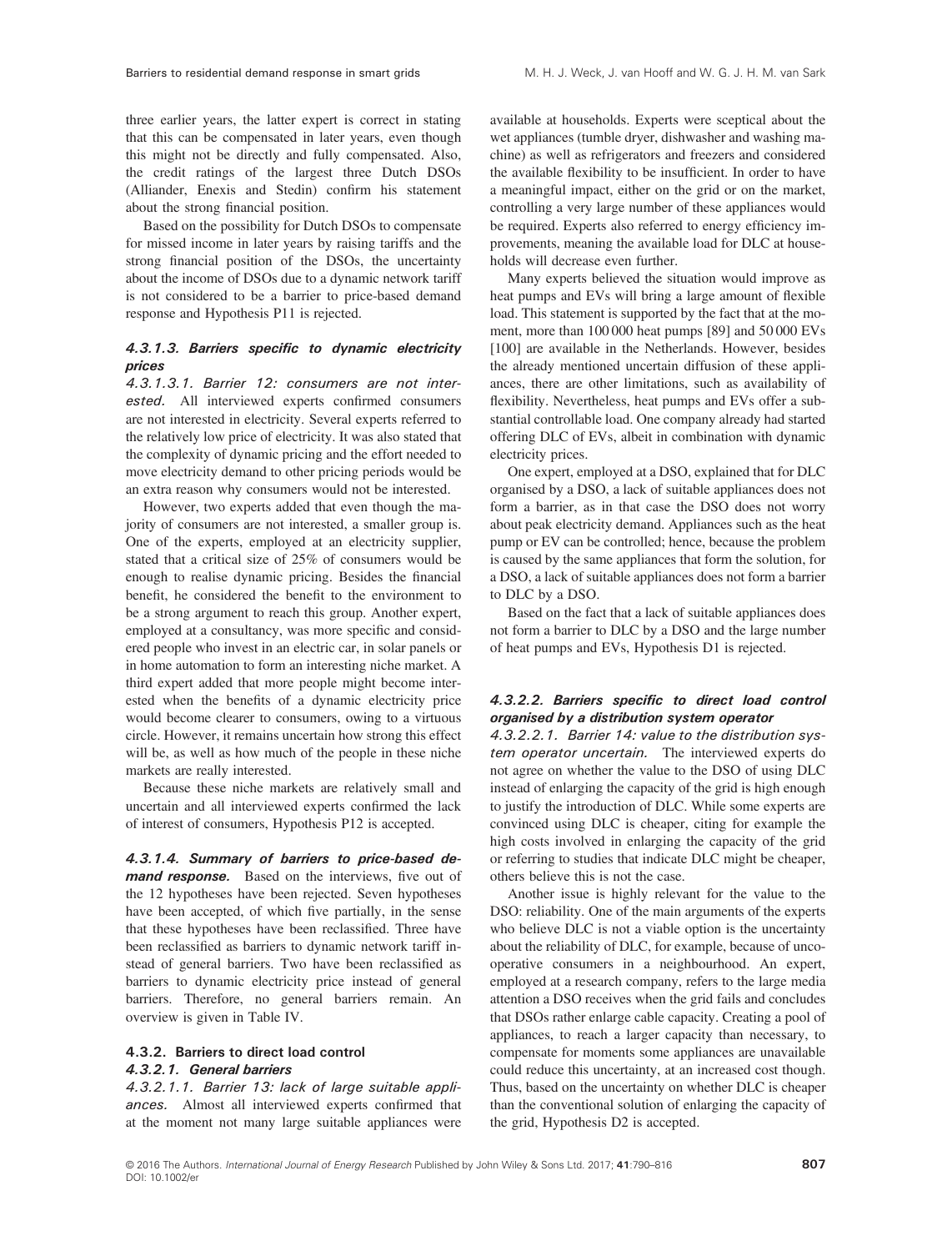three earlier years, the latter expert is correct in stating that this can be compensated in later years, even though this might not be directly and fully compensated. Also, the credit ratings of the largest three Dutch DSOs (Alliander, Enexis and Stedin) confirm his statement about the strong financial position.

Based on the possibility for Dutch DSOs to compensate for missed income in later years by raising tariffs and the strong financial position of the DSOs, the uncertainty about the income of DSOs due to a dynamic network tariff is not considered to be a barrier to price-based demand response and Hypothesis P11 is rejected.

#### 4.3.1.3. Barriers specific to dynamic electricity prices

*4.3.1.3.1. Barrier 12: consumers are not interested.* All interviewed experts confirmed consumers are not interested in electricity. Several experts referred to the relatively low price of electricity. It was also stated that the complexity of dynamic pricing and the effort needed to move electricity demand to other pricing periods would be an extra reason why consumers would not be interested.

However, two experts added that even though the majority of consumers are not interested, a smaller group is. One of the experts, employed at an electricity supplier, stated that a critical size of 25% of consumers would be enough to realise dynamic pricing. Besides the financial benefit, he considered the benefit to the environment to be a strong argument to reach this group. Another expert, employed at a consultancy, was more specific and considered people who invest in an electric car, in solar panels or in home automation to form an interesting niche market. A third expert added that more people might become interested when the benefits of a dynamic electricity price would become clearer to consumers, owing to a virtuous circle. However, it remains uncertain how strong this effect will be, as well as how much of the people in these niche markets are really interested.

Because these niche markets are relatively small and uncertain and all interviewed experts confirmed the lack of interest of consumers, Hypothesis P12 is accepted.

#### 4.3.1.4. Summary of barriers to price-based demand response.

Based on the interviews, five out of the 12 hypotheses have been rejected. Seven hypotheses have been accepted, of which five partially, in the sense that these hypotheses have been reclassified. Three have been reclassified as barriers to dynamic network tariff instead of general barriers. Two have been reclassified as barriers to dynamic electricity price instead of general barriers. Therefore, no general barriers remain. An overview is given in Table IV.

### 4.3.2. Barriers to direct load control

#### 4.3.2.1. General barriers

*4.3.2.1.1. Barrier 13: lack of large suitable appliances.* Almost all interviewed experts confirmed that at the moment not many large suitable appliances were available at households. Experts were sceptical about the wet appliances (tumble dryer, dishwasher and washing machine) as well as refrigerators and freezers and considered the available flexibility to be insufficient. In order to have a meaningful impact, either on the grid or on the market, controlling a very large number of these appliances would be required. Experts also referred to energy efficiency improvements, meaning the available load for DLC at households will decrease even further.

Many experts believed the situation would improve as heat pumps and EVs will bring a large amount of flexible load. This statement is supported by the fact that at the moment, more than 100 000 heat pumps [89] and 50 000 EVs [100] are available in the Netherlands. However, besides the already mentioned uncertain diffusion of these appliances, there are other limitations, such as availability of flexibility. Nevertheless, heat pumps and EVs offer a substantial controllable load. One company already had started offering DLC of EVs, albeit in combination with dynamic electricity prices.

One expert, employed at a DSO, explained that for DLC organised by a DSO, a lack of suitable appliances does not form a barrier, as in that case the DSO does not worry about peak electricity demand. Appliances such as the heat pump or EV can be controlled; hence, because the problem is caused by the same appliances that form the solution, for a DSO, a lack of suitable appliances does not form a barrier to DLC by a DSO.

Based on the fact that a lack of suitable appliances does not form a barrier to DLC by a DSO and the large number of heat pumps and EVs, Hypothesis D1 is rejected.

#### 4.3.2.2. Barriers specific to direct load control organised by a distribution system operator

*4.3.2.2.1. Barrier 14: value to the distribution system operator uncertain.* The interviewed experts do not agree on whether the value to the DSO of using DLC instead of enlarging the capacity of the grid is high enough to justify the introduction of DLC. While some experts are convinced using DLC is cheaper, citing for example the high costs involved in enlarging the capacity of the grid or referring to studies that indicate DLC might be cheaper, others believe this is not the case.

Another issue is highly relevant for the value to the DSO: reliability. One of the main arguments of the experts who believe DLC is not a viable option is the uncertainty about the reliability of DLC, for example, because of uncooperative consumers in a neighbourhood. An expert, employed at a research company, refers to the large media attention a DSO receives when the grid fails and concludes that DSOs rather enlarge cable capacity. Creating a pool of appliances, to reach a larger capacity than necessary, to compensate for moments some appliances are unavailable could reduce this uncertainty, at an increased cost though. Thus, based on the uncertainty on whether DLC is cheaper than the conventional solution of enlarging the capacity of the grid, Hypothesis D2 is accepted.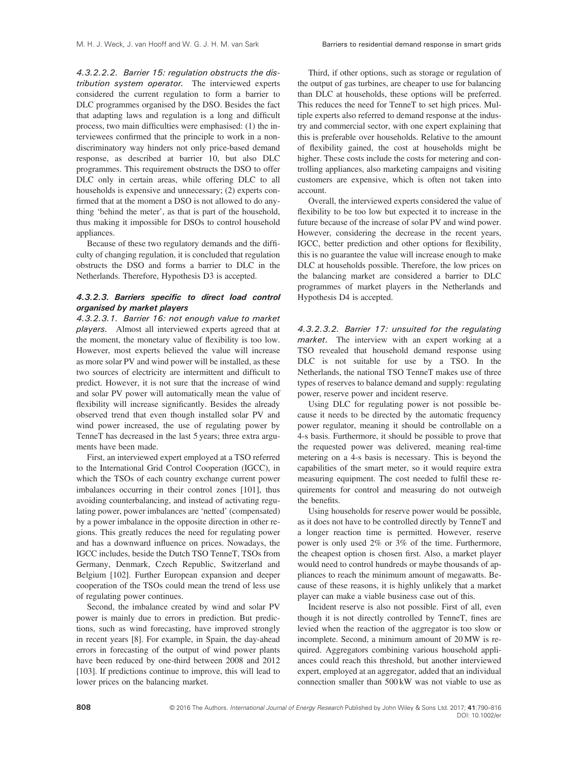##### 4.3.2.2.2. Barrier 15: regulation obstructs the distribution system operator.

The interviewed experts considered the current regulation to form a barrier to DLC programmes organised by the DSO. Besides the fact that adapting laws and regulation is a long and difficult process, two main difficulties were emphasised: (1) the interviewees confirmed that the principle to work in a non-discriminatory way hinders not only price-based demand response, as described at barrier 10, but also DLC programmes. This requirement obstructs the DSO to offer DLC only in certain areas, while offering DLC to all households is expensive and unnecessary; (2) experts confirmed that at the moment a DSO is not allowed to do anything 'behind the meter', as that is part of the household, thus making it impossible for DSOs to control household appliances.

Because of these two regulatory demands and the difficulty of changing regulation, it is concluded that regulation obstructs the DSO and forms a barrier to DLC in the Netherlands. Therefore, Hypothesis D3 is accepted.

#### 4.3.2.3. Barriers specific to direct load control organised by market players

##### 4.3.2.3.1. Barrier 16: not enough value to market players.

Almost all interviewed experts agreed that at the moment, the monetary value of flexibility is too low. However, most experts believed the value will increase as more solar PV and wind power will be installed, as these two sources of electricity are intermittent and difficult to predict. However, it is not sure that the increase of wind and solar PV power will automatically mean the value of flexibility will increase significantly. Besides the already observed trend that even though installed solar PV and wind power increased, the use of regulating power by TenneT has decreased in the last 5 years; three extra arguments have been made.

First, an interviewed expert employed at a TSO referred to the International Grid Control Cooperation (IGCC), in which the TSOs of each country exchange current power imbalances occurring in their control zones [101], thus avoiding counterbalancing, and instead of activating regulating power, power imbalances are 'netted' (compensated) by a power imbalance in the opposite direction in other regions. This greatly reduces the need for regulating power and has a downward influence on prices. Nowadays, the IGCC includes, beside the Dutch TSO TenneT, TSOs from Germany, Denmark, Czech Republic, Switzerland and Belgium [102]. Further European expansion and deeper cooperation of the TSOs could mean the trend of less use of regulating power continues.

Second, the imbalance created by wind and solar PV power is mainly due to errors in prediction. But predictions, such as wind forecasting, have improved strongly in recent years [8]. For example, in Spain, the day-ahead errors in forecasting of the output of wind power plants have been reduced by one-third between 2008 and 2012 [103]. If predictions continue to improve, this will lead to lower prices on the balancing market.

Third, if other options, such as storage or regulation of the output of gas turbines, are cheaper to use for balancing than DLC at households, these options will be preferred. This reduces the need for TenneT to set high prices. Multiple experts also referred to demand response at the industry and commercial sector, with one expert explaining that this is preferable over households. Relative to the amount of flexibility gained, the cost at households might be higher. These costs include the costs for metering and controlling appliances, also marketing campaigns and visiting customers are expensive, which is often not taken into account.

Overall, the interviewed experts considered the value of flexibility to be too low but expected it to increase in the future because of the increase of solar PV and wind power. However, considering the decrease in the recent years, IGCC, better prediction and other options for flexibility, this is no guarantee the value will increase enough to make DLC at households possible. Therefore, the low prices on the balancing market are considered a barrier to DLC programmes of market players in the Netherlands and Hypothesis D4 is accepted.

##### 4.3.2.3.2. Barrier 17: unsuited for the regulating market.

The interview with an expert working at a TSO revealed that household demand response using DLC is not suitable for use by a TSO. In the Netherlands, the national TSO TenneT makes use of three types of reserves to balance demand and supply: regulating power, reserve power and incident reserve.

Using DLC for regulating power is not possible because it needs to be directed by the automatic frequency power regulator, meaning it should be controllable on a 4-s basis. Furthermore, it should be possible to prove that the requested power was delivered, meaning real-time metering on a 4-s basis is necessary. This is beyond the capabilities of the smart meter, so it would require extra measuring equipment. The cost needed to fulfil these requirements for control and measuring do not outweigh the benefits.

Using households for reserve power would be possible, as it does not have to be controlled directly by TenneT and a longer reaction time is permitted. However, reserve power is only used 2% or 3% of the time. Furthermore, the cheapest option is chosen first. Also, a market player would need to control hundreds or maybe thousands of appliances to reach the minimum amount of megawatts. Because of these reasons, it is highly unlikely that a market player can make a viable business case out of this.

Incident reserve is also not possible. First of all, even though it is not directly controlled by TenneT, fines are levied when the reaction of the aggregator is too slow or incomplete. Second, a minimum amount of 20 MW is required. Aggregators combining various household appliances could reach this threshold, but another interviewed expert, employed at an aggregator, added that an individual connection smaller than 500 kW was not viable to use as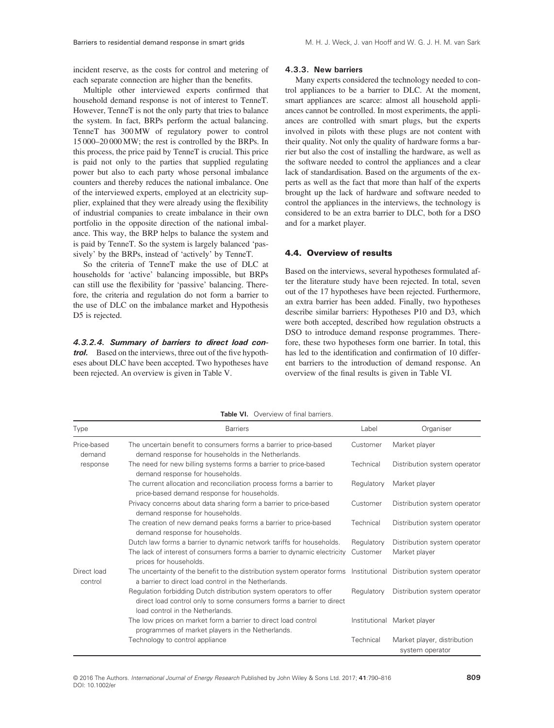incident reserve, as the costs for control and metering of each separate connection are higher than the benefits.

Multiple other interviewed experts confirmed that household demand response is not of interest to TenneT. However, TenneT is not the only party that tries to balance the system. In fact, BRPs perform the actual balancing. TenneT has 300 MW of regulatory power to control 15 000–20 000 MW; the rest is controlled by the BRPs. In this process, the price paid by TenneT is crucial. This price is paid not only to the parties that supplied regulating power but also to each party whose personal imbalance counters and thereby reduces the national imbalance. One of the interviewed experts, employed at an electricity supplier, explained that they were already using the flexibility of industrial companies to create imbalance in their own portfolio in the opposite direction of the national imbalance. This way, the BRP helps to balance the system and is paid by TenneT. So the system is largely balanced 'passively' by the BRPs, instead of 'actively' by TenneT.

So the criteria of TenneT make the use of DLC at households for 'active' balancing impossible, but BRPs can still use the flexibility for 'passive' balancing. Therefore, the criteria and regulation do not form a barrier to the use of DLC on the imbalance market and Hypothesis D5 is rejected.

#### 4.3.2.4. Summary of barriers to direct load control.

Based on the interviews, three out of the five hypotheses about DLC have been accepted. Two hypotheses have been rejected. An overview is given in Table V.

### 4.3.3. New barriers

Many experts considered the technology needed to control appliances to be a barrier to DLC. At the moment, smart appliances are scarce: almost all household appliances cannot be controlled. In most experiments, the appliances are controlled with smart plugs, but the experts involved in pilots with these plugs are not content with their quality. Not only the quality of hardware forms a barrier but also the cost of installing the hardware, as well as the software needed to control the appliances and a clear lack of standardisation. Based on the arguments of the experts as well as the fact that more than half of the experts brought up the lack of hardware and software needed to control the appliances in the interviews, the technology is considered to be an extra barrier to DLC, both for a DSO and for a market player.

## 4.4. Overview of results

Based on the interviews, several hypotheses formulated after the literature study have been rejected. In total, seven out of the 17 hypotheses have been rejected. Furthermore, an extra barrier has been added. Finally, two hypotheses describe similar barriers: Hypotheses P10 and D3, which were both accepted, described how regulation obstructs a DSO to introduce demand response programmes. Therefore, these two hypotheses form one barrier. In total, this has led to the identification and confirmation of 10 different barriers to the introduction of demand response. An overview of the final results is given in Table VI.

**Table VI.** Overview of final barriers.

| Type | Barriers | Label | Organiser |
|---|---|---|---|
| Price-based demand response | The uncertain benefit to consumers forms a barrier to price-based demand response for households in the Netherlands. | Customer | Market player |
| | The need for new billing systems forms a barrier to price-based demand response for households. | Technical | Distribution system operator |
| | The current allocation and reconciliation process forms a barrier to price-based demand response for households. | Regulatory | Market player |
| | Privacy concerns about data sharing form a barrier to price-based demand response for households. | Customer | Distribution system operator |
| | The creation of new demand peaks forms a barrier to price-based demand response for households. | Technical | Distribution system operator |
| | Dutch law forms a barrier to dynamic network tariffs for households. | Regulatory | Distribution system operator |
| | The lack of interest of consumers forms a barrier to dynamic electricity prices for households. | Customer | Market player |
| Direct load control | The uncertainty of the benefit to the distribution system operator forms a barrier to direct load control in the Netherlands. | Institutional | Distribution system operator |
| | Regulation forbidding Dutch distribution system operators to offer direct load control only to some consumers forms a barrier to direct load control in the Netherlands. | Regulatory | Distribution system operator |
| | The low prices on market form a barrier to direct load control programmes of market players in the Netherlands. | Institutional | Market player |
| | Technology to control appliance | Technical | Market player, distribution system operator |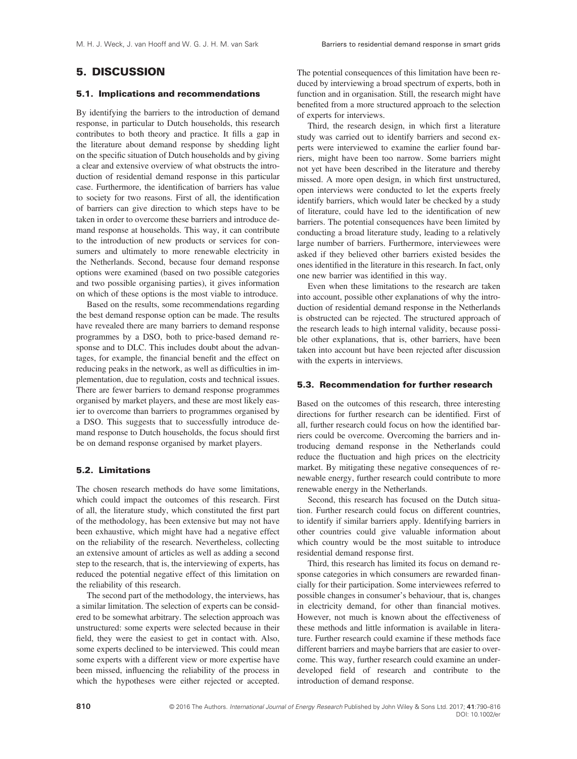# 5. DISCUSSION

## 5.1. Implications and recommendations

By identifying the barriers to the introduction of demand response, in particular to Dutch households, this research contributes to both theory and practice. It fills a gap in the literature about demand response by shedding light on the specific situation of Dutch households and by giving a clear and extensive overview of what obstructs the introduction of residential demand response in this particular case. Furthermore, the identification of barriers has value to society for two reasons. First of all, the identification of barriers can give direction to which steps have to be taken in order to overcome these barriers and introduce demand response at households. This way, it can contribute to the introduction of new products or services for consumers and ultimately to more renewable electricity in the Netherlands. Second, because four demand response options were examined (based on two possible categories and two possible organising parties), it gives information on which of these options is the most viable to introduce.

Based on the results, some recommendations regarding the best demand response option can be made. The results have revealed there are many barriers to demand response programmes by a DSO, both to price-based demand response and to DLC. This includes doubt about the advantages, for example, the financial benefit and the effect on reducing peaks in the network, as well as difficulties in implementation, due to regulation, costs and technical issues. There are fewer barriers to demand response programmes organised by market players, and these are most likely easier to overcome than barriers to programmes organised by a DSO. This suggests that to successfully introduce demand response to Dutch households, the focus should first be on demand response organised by market players.

## 5.2. Limitations

The chosen research methods do have some limitations, which could impact the outcomes of this research. First of all, the literature study, which constituted the first part of the methodology, has been extensive but may not have been exhaustive, which might have had a negative effect on the reliability of the research. Nevertheless, collecting an extensive amount of articles as well as adding a second step to the research, that is, the interviewing of experts, has reduced the potential negative effect of this limitation on the reliability of this research.

The second part of the methodology, the interviews, has a similar limitation. The selection of experts can be considered to be somewhat arbitrary. The selection approach was unstructured: some experts were selected because in their field, they were the easiest to get in contact with. Also, some experts declined to be interviewed. This could mean some experts with a different view or more expertise have been missed, influencing the reliability of the process in which the hypotheses were either rejected or accepted. The potential consequences of this limitation have been reduced by interviewing a broad spectrum of experts, both in function and in organisation. Still, the research might have benefited from a more structured approach to the selection of experts for interviews.

Third, the research design, in which first a literature study was carried out to identify barriers and second experts were interviewed to examine the earlier found barriers, might have been too narrow. Some barriers might not yet have been described in the literature and thereby missed. A more open design, in which first unstructured, open interviews were conducted to let the experts freely identify barriers, which would later be checked by a study of literature, could have led to the identification of new barriers. The potential consequences have been limited by conducting a broad literature study, leading to a relatively large number of barriers. Furthermore, interviewees were asked if they believed other barriers existed besides the ones identified in the literature in this research. In fact, only one new barrier was identified in this way.

Even when these limitations to the research are taken into account, possible other explanations of why the introduction of residential demand response in the Netherlands is obstructed can be rejected. The structured approach of the research leads to high internal validity, because possible other explanations, that is, other barriers, have been taken into account but have been rejected after discussion with the experts in interviews.

## 5.3. Recommendation for further research

Based on the outcomes of this research, three interesting directions for further research can be identified. First of all, further research could focus on how the identified barriers could be overcome. Overcoming the barriers and introducing demand response in the Netherlands could reduce the fluctuation and high prices on the electricity market. By mitigating these negative consequences of renewable energy, further research could contribute to more renewable energy in the Netherlands.

Second, this research has focused on the Dutch situation. Further research could focus on different countries, to identify if similar barriers apply. Identifying barriers in other countries could give valuable information about which country would be the most suitable to introduce residential demand response first.

Third, this research has limited its focus on demand response categories in which consumers are rewarded financially for their participation. Some interviewees referred to possible changes in consumer's behaviour, that is, changes in electricity demand, for other than financial motives. However, not much is known about the effectiveness of these methods and little information is available in literature. Further research could examine if these methods face different barriers and maybe barriers that are easier to overcome. This way, further research could examine an underdeveloped field of research and contribute to the introduction of demand response.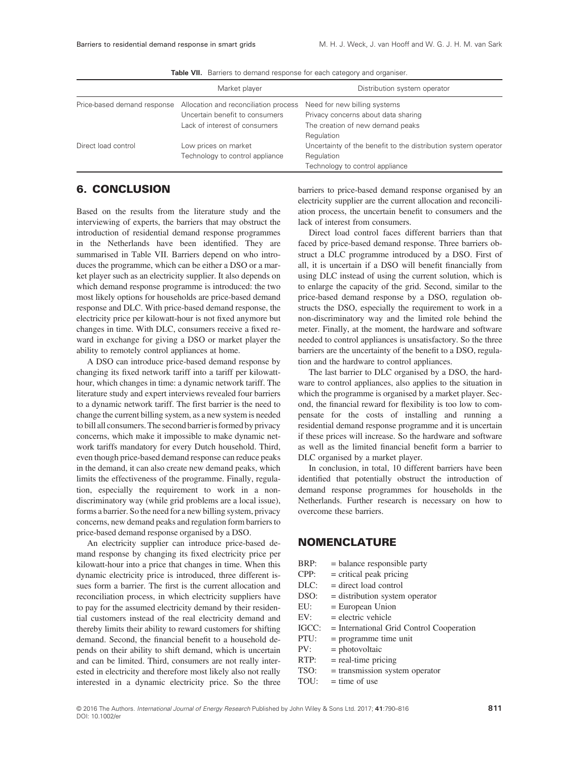**Table VII.** Barriers to demand response for each category and organiser.

| | Market player | Distribution system operator |
|---|---|---|
| Price-based demand response | Allocation and reconciliation process<br>Uncertain benefit to consumers<br>Lack of interest of consumers | Need for new billing systems<br>Privacy concerns about data sharing<br>The creation of new demand peaks<br>Regulation |
| Direct load control | Low prices on market<br>Technology to control appliance | Uncertainty of the benefit to the distribution system operator<br>Regulation<br>Technology to control appliance |

## 6. CONCLUSION

Based on the results from the literature study and the interviewing of experts, the barriers that may obstruct the introduction of residential demand response programmes in the Netherlands have been identified. They are summarised in Table VII. Barriers depend on who introduces the programme, which can be either a DSO or a market player such as an electricity supplier. It also depends on which demand response programme is introduced: the two most likely options for households are price-based demand response and DLC. With price-based demand response, the electricity price per kilowatt-hour is not fixed anymore but changes in time. With DLC, consumers receive a fixed reward in exchange for giving a DSO or market player the ability to remotely control appliances at home.

A DSO can introduce price-based demand response by changing its fixed network tariff into a tariff per kilowatt-hour, which changes in time: a dynamic network tariff. The literature study and expert interviews revealed four barriers to a dynamic network tariff. The first barrier is the need to change the current billing system, as a new system is needed to bill all consumers. The second barrier is formed by privacy concerns, which make it impossible to make dynamic network tariffs mandatory for every Dutch household. Third, even though price-based demand response can reduce peaks in the demand, it can also create new demand peaks, which limits the effectiveness of the programme. Finally, regulation, especially the requirement to work in a non-discriminatory way (while grid problems are a local issue), forms a barrier. So the need for a new billing system, privacy concerns, new demand peaks and regulation form barriers to price-based demand response organised by a DSO.

An electricity supplier can introduce price-based demand response by changing its fixed electricity price per kilowatt-hour into a price that changes in time. When this dynamic electricity price is introduced, three different issues form a barrier. The first is the current allocation and reconciliation process, in which electricity suppliers have to pay for the assumed electricity demand by their residential customers instead of the real electricity demand and thereby limits their ability to reward customers for shifting demand. Second, the financial benefit to a household depends on their ability to shift demand, which is uncertain and can be limited. Third, consumers are not really interested in electricity and therefore most likely also not really interested in a dynamic electricity price. So the three barriers to price-based demand response organised by an electricity supplier are the current allocation and reconciliation process, the uncertain benefit to consumers and the lack of interest from consumers.

Direct load control faces different barriers than that faced by price-based demand response. Three barriers obstruct a DLC programme introduced by a DSO. First of all, it is uncertain if a DSO will benefit financially from using DLC instead of using the current solution, which is to enlarge the capacity of the grid. Second, similar to the price-based demand response by a DSO, regulation obstructs the DSO, especially the requirement to work in a non-discriminatory way and the limited role behind the meter. Finally, at the moment, the hardware and software needed to control appliances is unsatisfactory. So the three barriers are the uncertainty of the benefit to a DSO, regulation and the hardware to control appliances.

The last barrier to DLC organised by a DSO, the hardware to control appliances, also applies to the situation in which the programme is organised by a market player. Second, the financial reward for flexibility is too low to compensate for the costs of installing and running a residential demand response programme and it is uncertain if these prices will increase. So the hardware and software as well as the limited financial benefit form a barrier to DLC organised by a market player.

In conclusion, in total, 10 different barriers have been identified that potentially obstruct the introduction of demand response programmes for households in the Netherlands. Further research is necessary on how to overcome these barriers.

## NOMENCLATURE

BRP: = balance responsible party
CPP: = critical peak pricing
DLC: = direct load control
DSO: = distribution system operator
EU: = European Union
EV: = electric vehicle
IGCC: = International Grid Control Cooperation
PTU: = programme time unit
PV: = photovoltaic
RTP: = real-time pricing
TSO: = transmission system operator
TOU: = time of use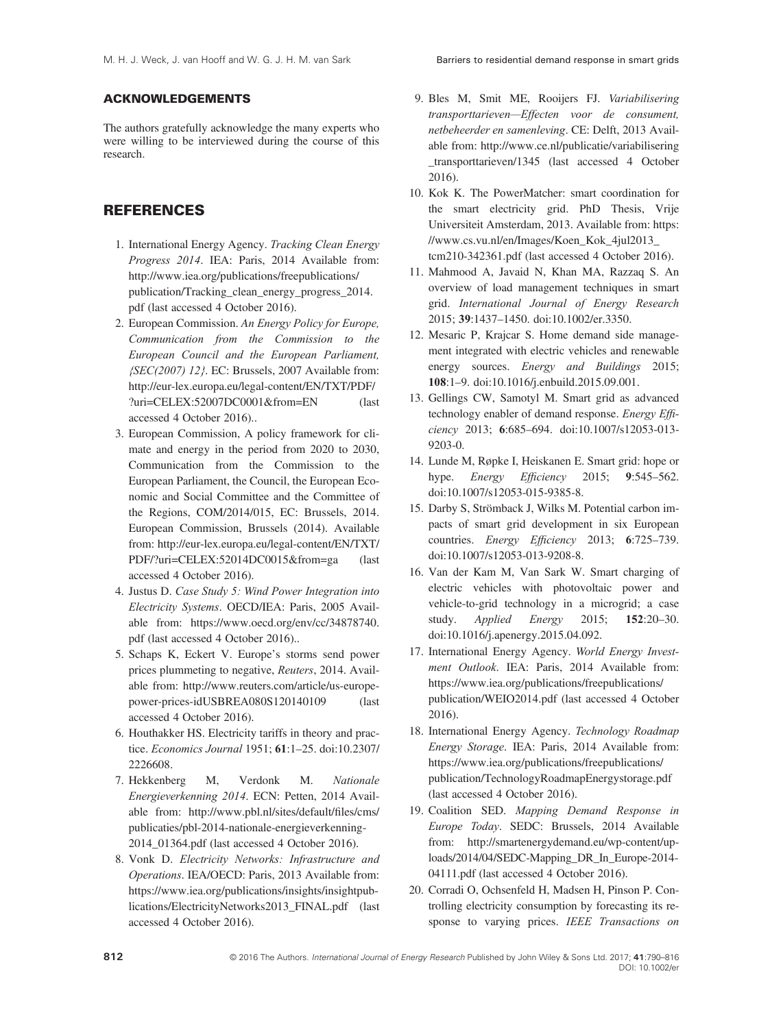## ACKNOWLEDGEMENTS

The authors gratefully acknowledge the many experts who were willing to be interviewed during the course of this research.

## REFERENCES

1. International Energy Agency. *Tracking Clean Energy Progress 2014*. IEA: Paris, 2014 Available from: http://www.iea.org/publications/freepublications/publication/Tracking_clean_energy_progress_2014.pdf (last accessed 4 October 2016).
2. European Commission. *An Energy Policy for Europe, Communication from the Commission to the European Council and the European Parliament, {SEC(2007) 12}*. EC: Brussels, 2007 Available from: http://eur-lex.europa.eu/legal-content/EN/TXT/PDF/?uri=CELEX:52007DC0001&from=EN (last accessed 4 October 2016)..
3. European Commission, A policy framework for climate and energy in the period from 2020 to 2030, Communication from the Commission to the European Parliament, the Council, the European Economic and Social Committee and the Committee of the Regions, COM/2014/015, EC: Brussels, 2014. European Commission, Brussels (2014). Available from: http://eur-lex.europa.eu/legal-content/EN/TXT/PDF/?uri=CELEX:52014DC0015&from=ga (last accessed 4 October 2016).
4. Justus D. *Case Study 5: Wind Power Integration into Electricity Systems*. OECD/IEA: Paris, 2005 Available from: https://www.oecd.org/env/cc/34878740.pdf (last accessed 4 October 2016)..
5. Schaps K, Eckert V. Europe's storms send power prices plummeting to negative, *Reuters*, 2014. Available from: http://www.reuters.com/article/us-europe-power-prices-idUSBREA080S120140109 (last accessed 4 October 2016).
6. Houthakker HS. Electricity tariffs in theory and practice. *Economics Journal* 1951; **61**:1–25. doi:10.2307/2226608.
7. Hekkenberg M, Verdonk M. *Nationale Energieverkenning 2014*. ECN: Petten, 2014 Available from: http://www.pbl.nl/sites/default/files/cms/publicaties/pbl-2014-nationale-energieverkenning-2014_01364.pdf (last accessed 4 October 2016).
8. Vonk D. *Electricity Networks: Infrastructure and Operations*. IEA/OECD: Paris, 2013 Available from: https://www.iea.org/publications/insights/insightpublications/ElectricityNetworks2013_FINAL.pdf (last accessed 4 October 2016).
9. Bles M, Smit ME, Rooijers FJ. *Variabilisering transporttarieven—Effecten voor de consument, netbeheerder en samenleving*. CE: Delft, 2013 Available from: http://www.ce.nl/publicatie/variabilisering_transporttarieven/1345 (last accessed 4 October 2016).
10. Kok K. The PowerMatcher: smart coordination for the smart electricity grid. PhD Thesis, Vrije Universiteit Amsterdam, 2013. Available from: https://www.cs.vu.nl/en/Images/Koen_Kok_4jul2013_tcm210-342361.pdf (last accessed 4 October 2016).
11. Mahmood A, Javaid N, Khan MA, Razzaq S. An overview of load management techniques in smart grid. *International Journal of Energy Research* 2015; **39**:1437–1450. doi:10.1002/er.3350.
12. Mesaric P, Krajcar S. Home demand side management integrated with electric vehicles and renewable energy sources. *Energy and Buildings* 2015; **108**:1–9. doi:10.1016/j.enbuild.2015.09.001.
13. Gellings CW, Samotyl M. Smart grid as advanced technology enabler of demand response. *Energy Efficiency* 2013; **6**:685–694. doi:10.1007/s12053-013-9203-0.
14. Lunde M, Røpke I, Heiskanen E. Smart grid: hope or hype. *Energy Efficiency* 2015; **9**:545–562. doi:10.1007/s12053-015-9385-8.
15. Darby S, Strömback J, Wilks M. Potential carbon impacts of smart grid development in six European countries. *Energy Efficiency* 2013; **6**:725–739. doi:10.1007/s12053-013-9208-8.
16. Van der Kam M, Van Sark W. Smart charging of electric vehicles with photovoltaic power and vehicle-to-grid technology in a microgrid; a case study. *Applied Energy* 2015; **152**:20–30. doi:10.1016/j.apenergy.2015.04.092.
17. International Energy Agency. *World Energy Investment Outlook*. IEA: Paris, 2014 Available from: https://www.iea.org/publications/freepublications/publication/WEIO2014.pdf (last accessed 4 October 2016).
18. International Energy Agency. *Technology Roadmap Energy Storage*. IEA: Paris, 2014 Available from: https://www.iea.org/publications/freepublications/publication/TechnologyRoadmapEnergystorage.pdf (last accessed 4 October 2016).
19. Coalition SED. *Mapping Demand Response in Europe Today*. SEDC: Brussels, 2014 Available from: http://smartenergydemand.eu/wp-content/uploads/2014/04/SEDC-Mapping_DR_In_Europe-2014-04111.pdf (last accessed 4 October 2016).
20. Corradi O, Ochsenfeld H, Madsen H, Pinson P. Controlling electricity consumption by forecasting its response to varying prices. *IEEE Transactions on*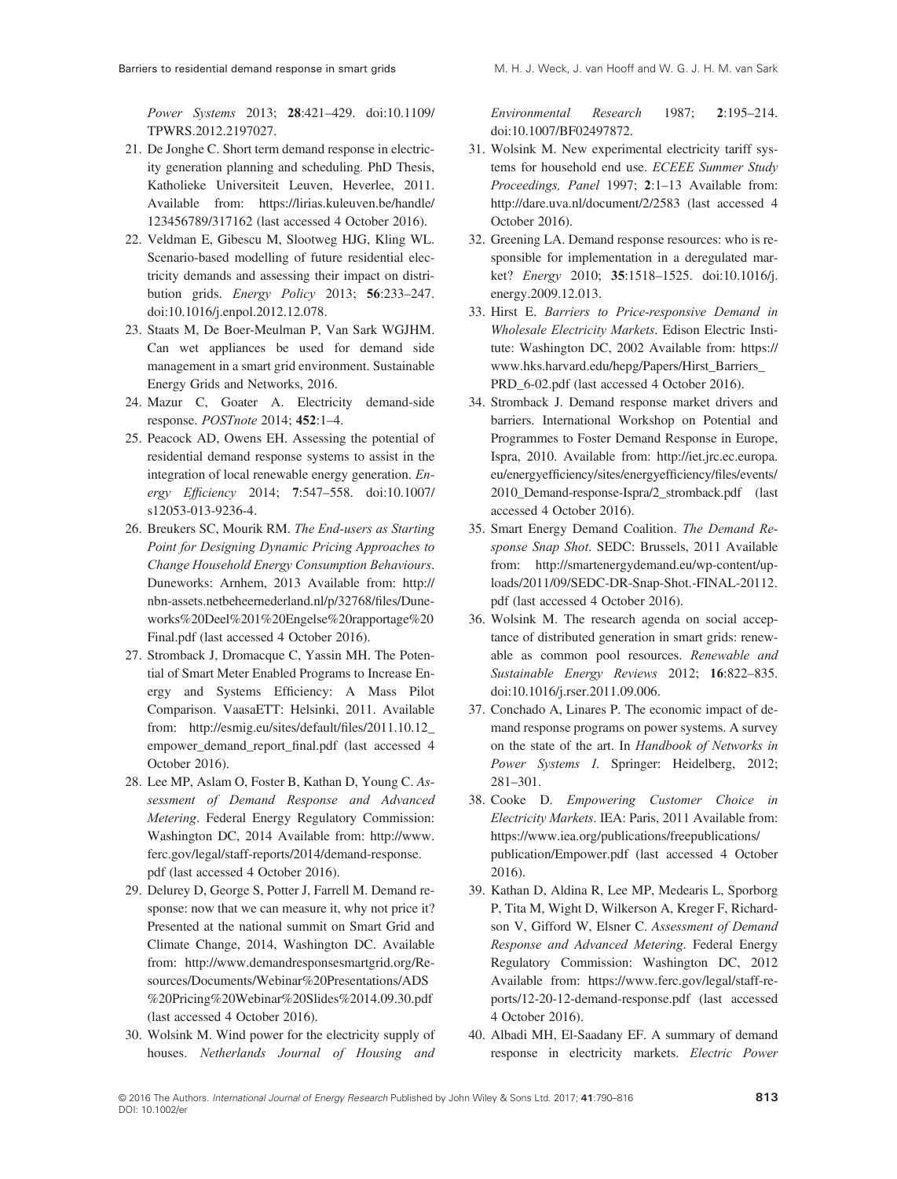*Power Systems* 2013; **28**:421–429. doi:10.1109/TPWRS.2012.2197027.

21. De Jonghe C. Short term demand response in electricity generation planning and scheduling. PhD Thesis, Katholieke Universiteit Leuven, Heverlee, 2011. Available from: https://lirias.kuleuven.be/handle/123456789/317162 (last accessed 4 October 2016).
22. Veldman E, Gibescu M, Slootweg HJG, Kling WL. Scenario-based modelling of future residential electricity demands and assessing their impact on distribution grids. *Energy Policy* 2013; **56**:233–247. doi:10.1016/j.enpol.2012.12.078.
23. Staats M, De Boer-Meulman P, Van Sark WGJHM. Can wet appliances be used for demand side management in a smart grid environment. Sustainable Energy Grids and Networks, 2016.
24. Mazur C, Goater A. Electricity demand-side response. *POSTnote* 2014; **452**:1–4.
25. Peacock AD, Owens EH. Assessing the potential of residential demand response systems to assist in the integration of local renewable energy generation. *Energy Efficiency* 2014; **7**:547–558. doi:10.1007/s12053-013-9236-4.
26. Breukers SC, Mourik RM. *The End-users as Starting Point for Designing Dynamic Pricing Approaches to Change Household Energy Consumption Behaviours*. Duneworks: Arnhem, 2013 Available from: http://nbn-assets.netbeheernederland.nl/p/32768/files/Duneworks%20Deel%201%20Engelse%20rapportage%20Final.pdf (last accessed 4 October 2016).
27. Stromback J, Dromacque C, Yassin MH. The Potential of Smart Meter Enabled Programs to Increase Energy and Systems Efficiency: A Mass Pilot Comparison. VaasaETT: Helsinki, 2011. Available from: http://esmig.eu/sites/default/files/2011.10.12_empower_demand_report_final.pdf (last accessed 4 October 2016).
28. Lee MP, Aslam O, Foster B, Kathan D, Young C. *Assessment of Demand Response and Advanced Metering*. Federal Energy Regulatory Commission: Washington DC, 2014 Available from: http://www.ferc.gov/legal/staff-reports/2014/demand-response.pdf (last accessed 4 October 2016).
29. Delurey D, George S, Potter J, Farrell M. Demand response: now that we can measure it, why not price it? Presented at the national summit on Smart Grid and Climate Change, 2014, Washington DC. Available from: http://www.demandresponsesmartgrid.org/Resources/Documents/Webinar%20Presentations/ADS%20Pricing%20Webinar%20Slides%2014.09.30.pdf (last accessed 4 October 2016).
30. Wolsink M. Wind power for the electricity supply of houses. *Netherlands Journal of Housing and Environmental Research* 1987; **2**:195–214. doi:10.1007/BF02497872.
31. Wolsink M. New experimental electricity tariff systems for household end use. *ECEEE Summer Study Proceedings, Panel* 1997; **2**:1–13 Available from: http://dare.uva.nl/document/2/2583 (last accessed 4 October 2016).
32. Greening LA. Demand response resources: who is responsible for implementation in a deregulated market? *Energy* 2010; **35**:1518–1525. doi:10.1016/j.energy.2009.12.013.
33. Hirst E. *Barriers to Price-responsive Demand in Wholesale Electricity Markets*. Edison Electric Institute: Washington DC, 2002 Available from: https://www.hks.harvard.edu/hepg/Papers/Hirst_Barriers_PRD_6-02.pdf (last accessed 4 October 2016).
34. Stromback J. Demand response market drivers and barriers. International Workshop on Potential and Programmes to Foster Demand Response in Europe, Ispra, 2010. Available from: http://iet.jrc.ec.europa.eu/energyefficiency/sites/energyefficiency/files/events/2010_Demand-response-Ispra/2_stromback.pdf (last accessed 4 October 2016).
35. Smart Energy Demand Coalition. *The Demand Response Snap Shot*. SEDC: Brussels, 2011 Available from: http://smartenergydemand.eu/wp-content/uploads/2011/09/SEDC-DR-Snap-Shot.-FINAL-20112.pdf (last accessed 4 October 2016).
36. Wolsink M. The research agenda on social acceptance of distributed generation in smart grids: renewable as common pool resources. *Renewable and Sustainable Energy Reviews* 2012; **16**:822–835. doi:10.1016/j.rser.2011.09.006.
37. Conchado A, Linares P. The economic impact of demand response programs on power systems. A survey on the state of the art. In *Handbook of Networks in Power Systems I*. Springer: Heidelberg, 2012; 281–301.
38. Cooke D. *Empowering Customer Choice in Electricity Markets*. IEA: Paris, 2011 Available from: https://www.iea.org/publications/freepublications/publication/Empower.pdf (last accessed 4 October 2016).
39. Kathan D, Aldina R, Lee MP, Medearis L, Sporborg P, Tita M, Wight D, Wilkerson A, Kreger F, Richardson V, Gifford W, Elsner C. *Assessment of Demand Response and Advanced Metering*. Federal Energy Regulatory Commission: Washington DC, 2012 Available from: https://www.ferc.gov/legal/staff-reports/12-20-12-demand-response.pdf (last accessed 4 October 2016).
40. Albadi MH, El-Saadany EF. A summary of demand response in electricity markets. *Electric Power*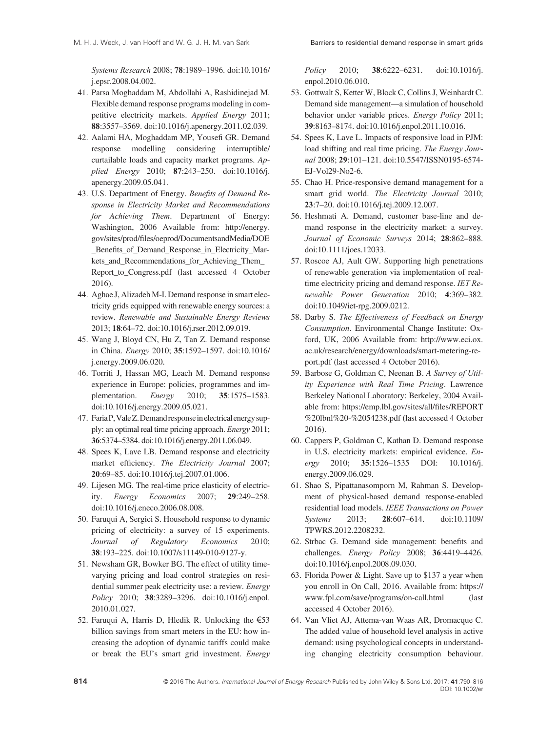*Systems Research* 2008; **78**:1989–1996. doi:10.1016/j.epsr.2008.04.002.

41. Parsa Moghaddam M, Abdollahi A, Rashidinejad M. Flexible demand response programs modeling in competitive electricity markets. *Applied Energy* 2011; **88**:3557–3569. doi:10.1016/j.apenergy.2011.02.039.
42. Aalami HA, Moghaddam MP, Yousefi GR. Demand response modelling considering interruptible/curtailable loads and capacity market programs. *Applied Energy* 2010; **87**:243–250. doi:10.1016/j.apenergy.2009.05.041.
43. U.S. Department of Energy. *Benefits of Demand Response in Electricity Market and Recommendations for Achieving Them*. Department of Energy: Washington, 2006 Available from: http://energy.gov/sites/prod/files/oeprod/DocumentsandMedia/DOE_Benefits_of_Demand_Response_in_Electricity_Markets_and_Recommendations_for_Achieving_Them_Report_to_Congress.pdf (last accessed 4 October 2016).
44. Aghae J, Alizadeh M-I. Demand response in smart electricity grids equipped with renewable energy sources: a review. *Renewable and Sustainable Energy Reviews* 2013; **18**:64–72. doi:10.1016/j.rser.2012.09.019.
45. Wang J, Bloyd CN, Hu Z, Tan Z. Demand response in China. *Energy* 2010; **35**:1592–1597. doi:10.1016/j.energy.2009.06.020.
46. Torriti J, Hassan MG, Leach M. Demand response experience in Europe: policies, programmes and implementation. *Energy* 2010; **35**:1575–1583. doi:10.1016/j.energy.2009.05.021.
47. Faria P, Vale Z. Demand response in electrical energy supply: an optimal real time pricing approach. *Energy* 2011; **36**:5374–5384. doi:10.1016/j.energy.2011.06.049.
48. Spees K, Lave LB. Demand response and electricity market efficiency. *The Electricity Journal* 2007; **20**:69–85. doi:10.1016/j.tej.2007.01.006.
49. Lijesen MG. The real-time price elasticity of electricity. *Energy Economics* 2007; **29**:249–258. doi:10.1016/j.eneco.2006.08.008.
50. Faruqui A, Sergici S. Household response to dynamic pricing of electricity: a survey of 15 experiments. *Journal of Regulatory Economics* 2010; **38**:193–225. doi:10.1007/s11149-010-9127-y.
51. Newsham GR, Bowker BG. The effect of utility time-varying pricing and load control strategies on residential summer peak electricity use: a review. *Energy Policy* 2010; **38**:3289–3296. doi:10.1016/j.enpol.2010.01.027.
52. Faruqui A, Harris D, Hledik R. Unlocking the €53 billion savings from smart meters in the EU: how increasing the adoption of dynamic tariffs could make or break the EU's smart grid investment. *Energy Policy* 2010; **38**:6222–6231. doi:10.1016/j.enpol.2010.06.010.
53. Gottwalt S, Ketter W, Block C, Collins J, Weinhardt C. Demand side management—a simulation of household behavior under variable prices. *Energy Policy* 2011; **39**:8163–8174. doi:10.1016/j.enpol.2011.10.016.
54. Spees K, Lave L. Impacts of responsive load in PJM: load shifting and real time pricing. *The Energy Journal* 2008; **29**:101–121. doi:10.5547/ISSN0195-6574-EJ-Vol29-No2-6.
55. Chao H. Price-responsive demand management for a smart grid world. *The Electricity Journal* 2010; **23**:7–20. doi:10.1016/j.tej.2009.12.007.
56. Heshmati A. Demand, customer base-line and demand response in the electricity market: a survey. *Journal of Economic Surveys* 2014; **28**:862–888. doi:10.1111/joes.12033.
57. Roscoe AJ, Ault GW. Supporting high penetrations of renewable generation via implementation of real-time electricity pricing and demand response. *IET Renewable Power Generation* 2010; **4**:369–382. doi:10.1049/iet-rpg.2009.0212.
58. Darby S. *The Effectiveness of Feedback on Energy Consumption*. Environmental Change Institute: Oxford, UK, 2006 Available from: http://www.eci.ox.ac.uk/research/energy/downloads/smart-metering-report.pdf (last accessed 4 October 2016).
59. Barbose G, Goldman C, Neenan B. *A Survey of Utility Experience with Real Time Pricing*. Lawrence Berkeley National Laboratory: Berkeley, 2004 Available from: https://emp.lbl.gov/sites/all/files/REPORT%20lbnl%20-%2054238.pdf (last accessed 4 October 2016).
60. Cappers P, Goldman C, Kathan D. Demand response in U.S. electricity markets: empirical evidence. *Energy* 2010; **35**:1526–1535 DOI: 10.1016/j.energy.2009.06.029.
61. Shao S, Pipattanasomporn M, Rahman S. Development of physical-based demand response-enabled residential load models. *IEEE Transactions on Power Systems* 2013; **28**:607–614. doi:10.1109/TPWRS.2012.2208232.
62. Strbac G. Demand side management: benefits and challenges. *Energy Policy* 2008; **36**:4419–4426. doi:10.1016/j.enpol.2008.09.030.
63. Florida Power & Light. Save up to $137 a year when you enroll in On Call, 2016. Available from: https://www.fpl.com/save/programs/on-call.html (last accessed 4 October 2016).
64. Van Vliet AJ, Attema-van Waas AR, Dromacque C. The added value of household level analysis in active demand: using psychological concepts in understanding changing electricity consumption behaviour.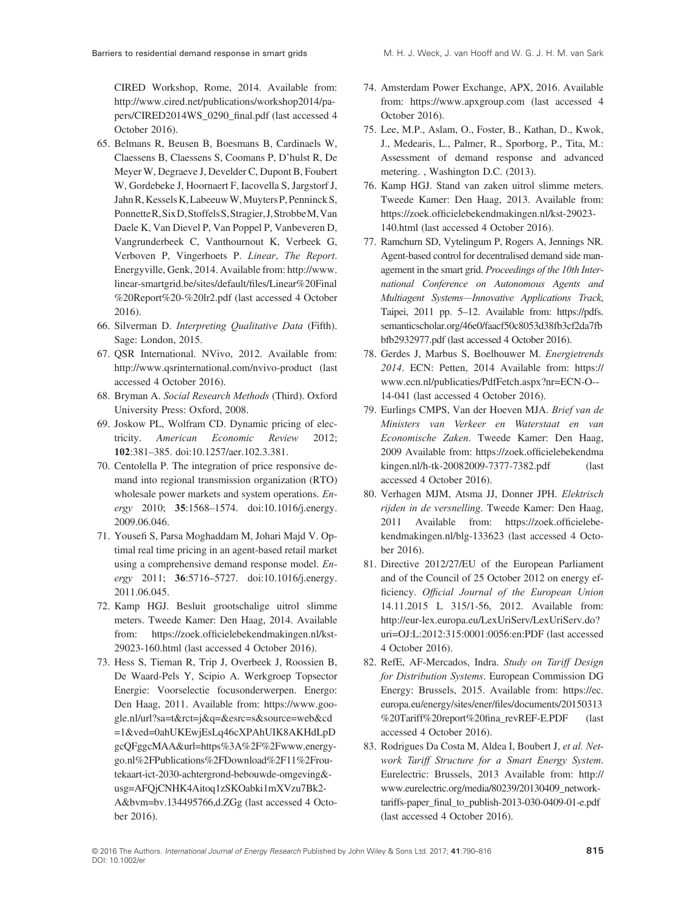CIRED Workshop, Rome, 2014. Available from: http://www.cired.net/publications/workshop2014/papers/CIRED2014WS_0290_final.pdf (last accessed 4 October 2016).

65. Belmans R, Beusen B, Boesmans B, Cardinaels W, Claessens B, Claessens S, Coomans P, D'hulst R, De Meyer W, Degraeve J, Develder C, Dupont B, Foubert W, Gordebeke J, Hoornaert F, Iacovella S, Jargstorf J, Jahn R, Kessels K, Labeeuw W, Muyters P, Penninck S, Ponnette R, Six D, Stoffels S, Stragier, J, Strobbe M, Van Daele K, Van Dievel P, Van Poppel P, Vanbeveren D, Vangrunderbeek C, Vanthournout K, Verbeek G, Verboven P, Vingerhoets P. *Linear*, *The Report*. Energyville, Genk, 2014. Available from: http://www.linear-smartgrid.be/sites/default/files/Linear%20Final%20Report%20-%20lr2.pdf (last accessed 4 October 2016).
66. Silverman D. *Interpreting Qualitative Data* (Fifth). Sage: London, 2015.
67. QSR International. NVivo, 2012. Available from: http://www.qsrinternational.com/nvivo-product (last accessed 4 October 2016).
68. Bryman A. *Social Research Methods* (Third). Oxford University Press: Oxford, 2008.
69. Joskow PL, Wolfram CD. Dynamic pricing of electricity. *American Economic Review* 2012; **102**:381–385. doi:10.1257/aer.102.3.381.
70. Centolella P. The integration of price responsive demand into regional transmission organization (RTO) wholesale power markets and system operations. *Energy* 2010; **35**:1568–1574. doi:10.1016/j.energy.2009.06.046.
71. Yousefi S, Parsa Moghaddam M, Johari Majd V. Optimal real time pricing in an agent-based retail market using a comprehensive demand response model. *Energy* 2011; **36**:5716–5727. doi:10.1016/j.energy.2011.06.045.
72. Kamp HGJ. Besluit grootschalige uitrol slimme meters. Tweede Kamer: Den Haag, 2014. Available from: https://zoek.officielebekendmakingen.nl/kst-29023-160.html (last accessed 4 October 2016).
73. Hess S, Tieman R, Trip J, Overbeek J, Roossien B, De Waard-Pels Y, Scipio A. Werkgroep Topsector Energie: Voorselectie focusonderwerpen. Energo: Den Haag, 2011. Available from: https://www.google.nl/url?sa=t&rct=j&q=&esrc=s&source=web&cd=1&ved=0ahUKEwjEsLq46cXPAhUIK8AKHdLpDgcQFggcMAA&url=https%3A%2F%2Fwww.energygo.nl%2FPublications%2FDownload%2F11%2Froutekaart-ict-2030-achtergrond-bebouwde-omgeving&usg=AFQjCNHK4Aitoq1zSKOabki1mXVzu7Bk2-A&bvm=bv.134495766,d.ZGg (last accessed 4 October 2016).
74. Amsterdam Power Exchange, APX, 2016. Available from: https://www.apxgroup.com (last accessed 4 October 2016).
75. Lee, M.P., Aslam, O., Foster, B., Kathan, D., Kwok, J., Medearis, L., Palmer, R., Sporborg, P., Tita, M.: Assessment of demand response and advanced metering. , Washington D.C. (2013).
76. Kamp HGJ. Stand van zaken uitrol slimme meters. Tweede Kamer: Den Haag, 2013. Available from: https://zoek.officielebekendmakingen.nl/kst-29023-140.html (last accessed 4 October 2016).
77. Ramchurn SD, Vytelingum P, Rogers A, Jennings NR. Agent-based control for decentralised demand side management in the smart grid. *Proceedings of the 10th International Conference on Autonomous Agents and Multiagent Systems—Innovative Applications Track*, Taipei, 2011 pp. 5–12. Available from: https://pdfs.semanticscholar.org/46e0/faacf50c8053d38fb3cf2da7fbbfb2932977.pdf (last accessed 4 October 2016).
78. Gerdes J, Marbus S, Boelhouwer M. *Energietrends 2014*. ECN: Petten, 2014 Available from: https://www.ecn.nl/publicaties/PdfFetch.aspx?nr=ECN-O--14-041 (last accessed 4 October 2016).
79. Eurlings CMPS, Van der Hoeven MJA. *Brief van de Ministers van Verkeer en Waterstaat en van Economische Zaken*. Tweede Kamer: Den Haag, 2009 Available from: https://zoek.officielebekendmakingen.nl/h-tk-20082009-7377-7382.pdf (last accessed 4 October 2016).
80. Verhagen MJM, Atsma JJ, Donner JPH. *Elektrisch rijden in de versnelling*. Tweede Kamer: Den Haag, 2011 Available from: https://zoek.officielebekendmakingen.nl/blg-133623 (last accessed 4 October 2016).
81. Directive 2012/27/EU of the European Parliament and of the Council of 25 October 2012 on energy efficiency. *Official Journal of the European Union* 14.11.2015 L 315/1-56, 2012. Available from: http://eur-lex.europa.eu/LexUriServ/LexUriServ.do?uri=OJ:L:2012:315:0001:0056:en:PDF (last accessed 4 October 2016).
82. RefE, AF-Mercados, Indra. *Study on Tariff Design for Distribution Systems*. European Commission DG Energy: Brussels, 2015. Available from: https://ec.europa.eu/energy/sites/ener/files/documents/20150313%20Tariff%20report%20fina_revREF-E.PDF (last accessed 4 October 2016).
83. Rodrigues Da Costa M, Aldea I, Boubert J, *et al. Network Tariff Structure for a Smart Energy System*. Eurelectric: Brussels, 2013 Available from: http://www.eurelectric.org/media/80239/20130409_network-tariffs-paper_final_to_publish-2013-030-0409-01-e.pdf (last accessed 4 October 2016).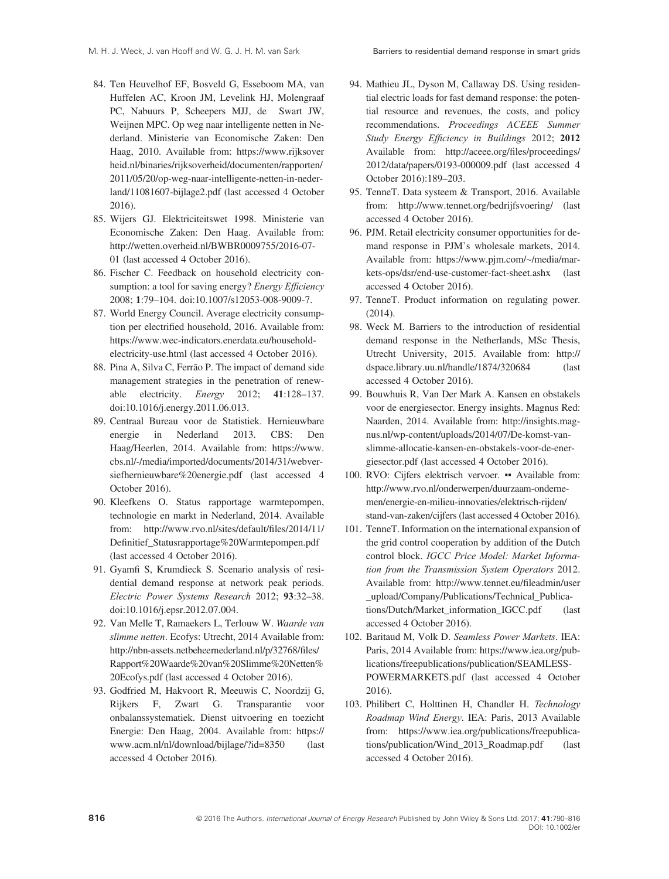84. Ten Heuvelhof EF, Bosveld G, Esseboom MA, van Huffelen AC, Kroon JM, Levelink HJ, Molengraaf PC, Nabuurs P, Scheepers MJJ, de Swart JW, Weijnen MPC. Op weg naar intelligente netten in Nederland. Ministerie van Economische Zaken: Den Haag, 2010. Available from: https://www.rijksoverheid.nl/binaries/rijksoverheid/documenten/rapporten/2011/05/20/op-weg-naar-intelligente-netten-in-nederland/11081607-bijlage2.pdf (last accessed 4 October 2016).
85. Wijers GJ. Elektriciteitswet 1998. Ministerie van Economische Zaken: Den Haag. Available from: http://wetten.overheid.nl/BWBR0009755/2016-07-01 (last accessed 4 October 2016).
86. Fischer C. Feedback on household electricity consumption: a tool for saving energy? *Energy Efficiency* 2008; **1**:79–104. doi:10.1007/s12053-008-9009-7.
87. World Energy Council. Average electricity consumption per electrified household, 2016. Available from: https://www.wec-indicators.enerdata.eu/household-electricity-use.html (last accessed 4 October 2016).
88. Pina A, Silva C, Ferrão P. The impact of demand side management strategies in the penetration of renewable electricity. *Energy* 2012; **41**:128–137. doi:10.1016/j.energy.2011.06.013.
89. Centraal Bureau voor de Statistiek. Hernieuwbare energie in Nederland 2013. CBS: Den Haag/Heerlen, 2014. Available from: https://www.cbs.nl/-/media/imported/documents/2014/31/webversiefhernieuwbare%20energie.pdf (last accessed 4 October 2016).
90. Kleefkens O. Status rapportage warmtepompen, technologie en markt in Nederland, 2014. Available from: http://www.rvo.nl/sites/default/files/2014/11/Definitief_Statusrapportage%20Warmtepompen.pdf (last accessed 4 October 2016).
91. Gyamfi S, Krumdieck S. Scenario analysis of residential demand response at network peak periods. *Electric Power Systems Research* 2012; **93**:32–38. doi:10.1016/j.epsr.2012.07.004.
92. Van Melle T, Ramaekers L, Terlouw W. *Waarde van slimme netten*. Ecofys: Utrecht, 2014 Available from: http://nbn-assets.netbeheernederland.nl/p/32768/files/Rapport%20Waarde%20van%20Slimme%20Netten%20Ecofys.pdf (last accessed 4 October 2016).
93. Godfried M, Hakvoort R, Meeuwis C, Noordzij G, Rijkers F, Zwart G. Transparantie voor onbalanssystematiek. Dienst uitvoering en toezicht Energie: Den Haag, 2004. Available from: https://www.acm.nl/nl/download/bijlage/?id=8350 (last accessed 4 October 2016).
94. Mathieu JL, Dyson M, Callaway DS. Using residential electric loads for fast demand response: the potential resource and revenues, the costs, and policy recommendations. *Proceedings ACEEE Summer Study Energy Efficiency in Buildings* 2012; **2012** Available from: http://aceee.org/files/proceedings/2012/data/papers/0193-000009.pdf (last accessed 4 October 2016):189–203.
95. TenneT. Data systeem & Transport, 2016. Available from: http://www.tennet.org/bedrijfsvoering/ (last accessed 4 October 2016).
96. PJM. Retail electricity consumer opportunities for demand response in PJM's wholesale markets, 2014. Available from: https://www.pjm.com/~/media/markets-ops/dsr/end-use-customer-fact-sheet.ashx (last accessed 4 October 2016).
97. TenneT. Product information on regulating power. (2014).
98. Weck M. Barriers to the introduction of residential demand response in the Netherlands, MSc Thesis, Utrecht University, 2015. Available from: http://dspace.library.uu.nl/handle/1874/320684 (last accessed 4 October 2016).
99. Bouwhuis R, Van Der Mark A. Kansen en obstakels voor de energiesector. Energy insights. Magnus Red: Naarden, 2014. Available from: http://insights.magnus.nl/wp-content/uploads/2014/07/De-komst-van-slimme-allocatie-kansen-en-obstakels-voor-de-energiesector.pdf (last accessed 4 October 2016).
100. RVO: Cijfers elektrisch vervoer. ▪▪ Available from: http://www.rvo.nl/onderwerpen/duurzaam-ondernemen/energie-en-milieu-innovaties/elektrisch-rijden/stand-van-zaken/cijfers (last accessed 4 October 2016).
101. TenneT. Information on the international expansion of the grid control cooperation by addition of the Dutch control block. *IGCC Price Model: Market Information from the Transmission System Operators* 2012. Available from: http://www.tennet.eu/fileadmin/user_upload/Company/Publications/Technical_Publications/Dutch/Market_information_IGCC.pdf (last accessed 4 October 2016).
102. Baritaud M, Volk D. *Seamless Power Markets*. IEA: Paris, 2014 Available from: https://www.iea.org/publications/freepublications/publication/SEAMLESS-POWERMARKETS.pdf (last accessed 4 October 2016).
103. Philibert C, Holttinen H, Chandler H. *Technology Roadmap Wind Energy*. IEA: Paris, 2013 Available from: https://www.iea.org/publications/freepublications/publication/Wind_2013_Roadmap.pdf (last accessed 4 October 2016).